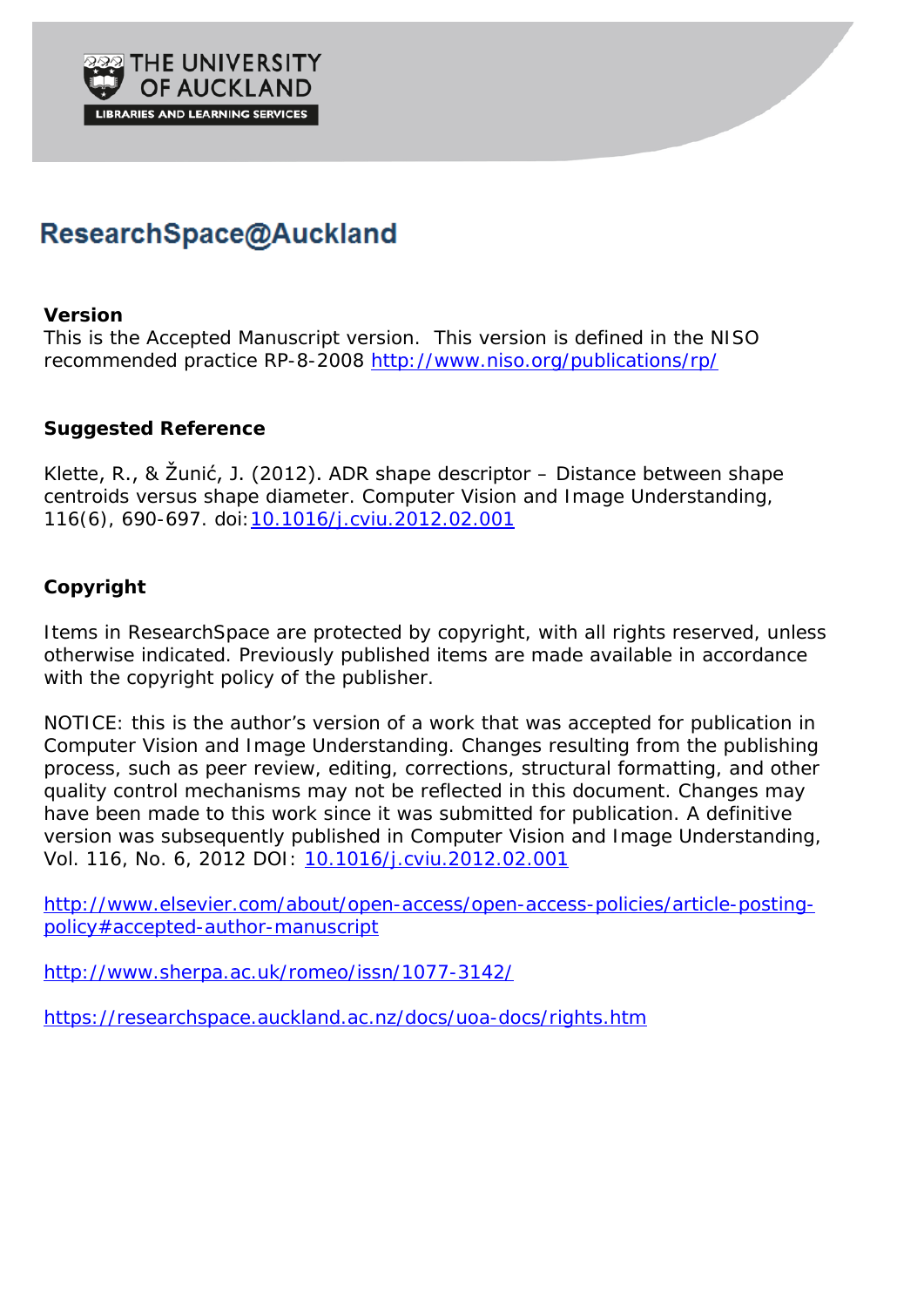THE UNIVERSITY OF AUCKLAND

LIBRARIES AND LEARNING SERVICES

# ResearchSpace@Auckland

**Version**

This is the Accepted Manuscript version. This version is defined in the NISO recommended practice RP-8-2008 http://www.niso.org/publications/rp/

**Suggested Reference**

Klette, R., & Žunić, J. (2012). ADR shape descriptor – Distance between shape centroids versus shape diameter. Computer Vision and Image Understanding, 116(6), 690-697. doi:10.1016/j.cviu.2012.02.001

**Copyright**

Items in ResearchSpace are protected by copyright, with all rights reserved, unless otherwise indicated. Previously published items are made available in accordance with the copyright policy of the publisher.

NOTICE: this is the author's version of a work that was accepted for publication in Computer Vision and Image Understanding. Changes resulting from the publishing process, such as peer review, editing, corrections, structural formatting, and other quality control mechanisms may not be reflected in this document. Changes may have been made to this work since it was submitted for publication. A definitive version was subsequently published in Computer Vision and Image Understanding, Vol. 116, No. 6, 2012 DOI: 10.1016/j.cviu.2012.02.001

http://www.elsevier.com/about/open-access/open-access-policies/article-posting-policy#accepted-author-manuscript

http://www.sherpa.ac.uk/romeo/issn/1077-3142/

https://researchspace.auckland.ac.nz/docs/uoa-docs/rights.htm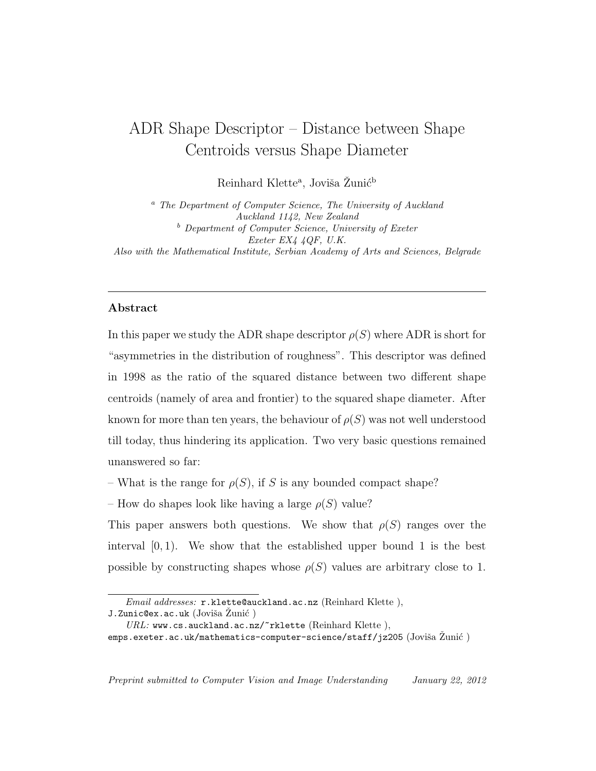# ADR Shape Descriptor – Distance between Shape Centroids versus Shape Diameter

Reinhard Klette[a], Joviša Žunić[b]

[a] *The Department of Computer Science, The University of Auckland Auckland 1142, New Zealand*

[b] *Department of Computer Science, University of Exeter Exeter EX4 4QF, U.K.*

*Also with the Mathematical Institute, Serbian Academy of Arts and Sciences, Belgrade*

---

## Abstract

In this paper we study the ADR shape descriptor $\rho(S)$ where ADR is short for "asymmetries in the distribution of roughness". This descriptor was defined in 1998 as the ratio of the squared distance between two different shape centroids (namely of area and frontier) to the squared shape diameter. After known for more than ten years, the behaviour of $\rho(S)$ was not well understood till today, thus hindering its application. Two very basic questions remained unanswered so far:

– What is the range for $\rho(S)$, if $S$ is any bounded compact shape?

– How do shapes look like having a large $\rho(S)$ value?

This paper answers both questions. We show that $\rho(S)$ ranges over the interval $[0, 1)$. We show that the established upper bound 1 is the best possible by constructing shapes whose $\rho(S)$ values are arbitrary close to 1.

*Email addresses:* r.klette@auckland.ac.nz (Reinhard Klette ), J.Zunic@ex.ac.uk (Joviša Žunić )

*URL:* www.cs.auckland.ac.nz/~rklette (Reinhard Klette ), emps.exeter.ac.uk/mathematics-computer-science/staff/jz205 (Joviša Žunić )

*Preprint submitted to Computer Vision and Image Understanding* *January 22, 2012*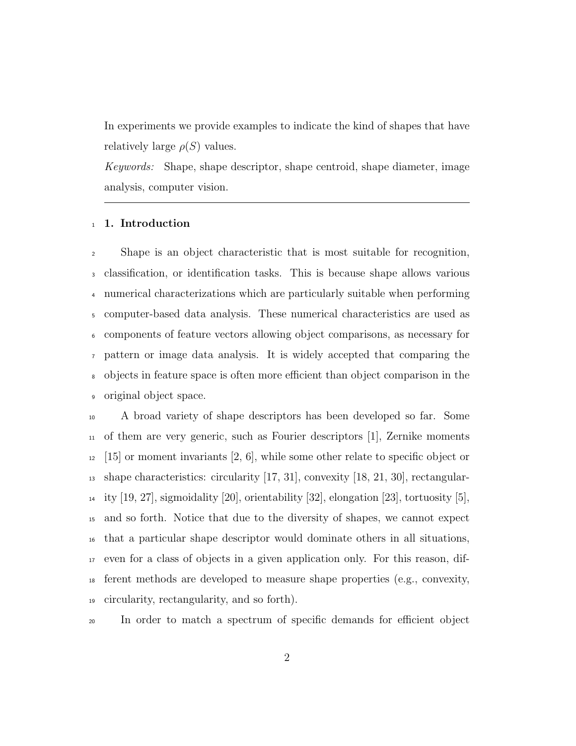In experiments we provide examples to indicate the kind of shapes that have relatively large $\rho(S)$ values.

*Keywords:* Shape, shape descriptor, shape centroid, shape diameter, image analysis, computer vision.

---

## 1. Introduction

Shape is an object characteristic that is most suitable for recognition, classification, or identification tasks. This is because shape allows various numerical characterizations which are particularly suitable when performing computer-based data analysis. These numerical characteristics are used as components of feature vectors allowing object comparisons, as necessary for pattern or image data analysis. It is widely accepted that comparing the objects in feature space is often more efficient than object comparison in the original object space.

A broad variety of shape descriptors has been developed so far. Some of them are very generic, such as Fourier descriptors [1], Zernike moments [15] or moment invariants [2, 6], while some other relate to specific object or shape characteristics: circularity [17, 31], convexity [18, 21, 30], rectangularity [19, 27], sigmoidality [20], orientability [32], elongation [23], tortuosity [5], and so forth. Notice that due to the diversity of shapes, we cannot expect that a particular shape descriptor would dominate others in all situations, even for a class of objects in a given application only. For this reason, different methods are developed to measure shape properties (e.g., convexity, circularity, rectangularity, and so forth).

In order to match a spectrum of specific demands for efficient object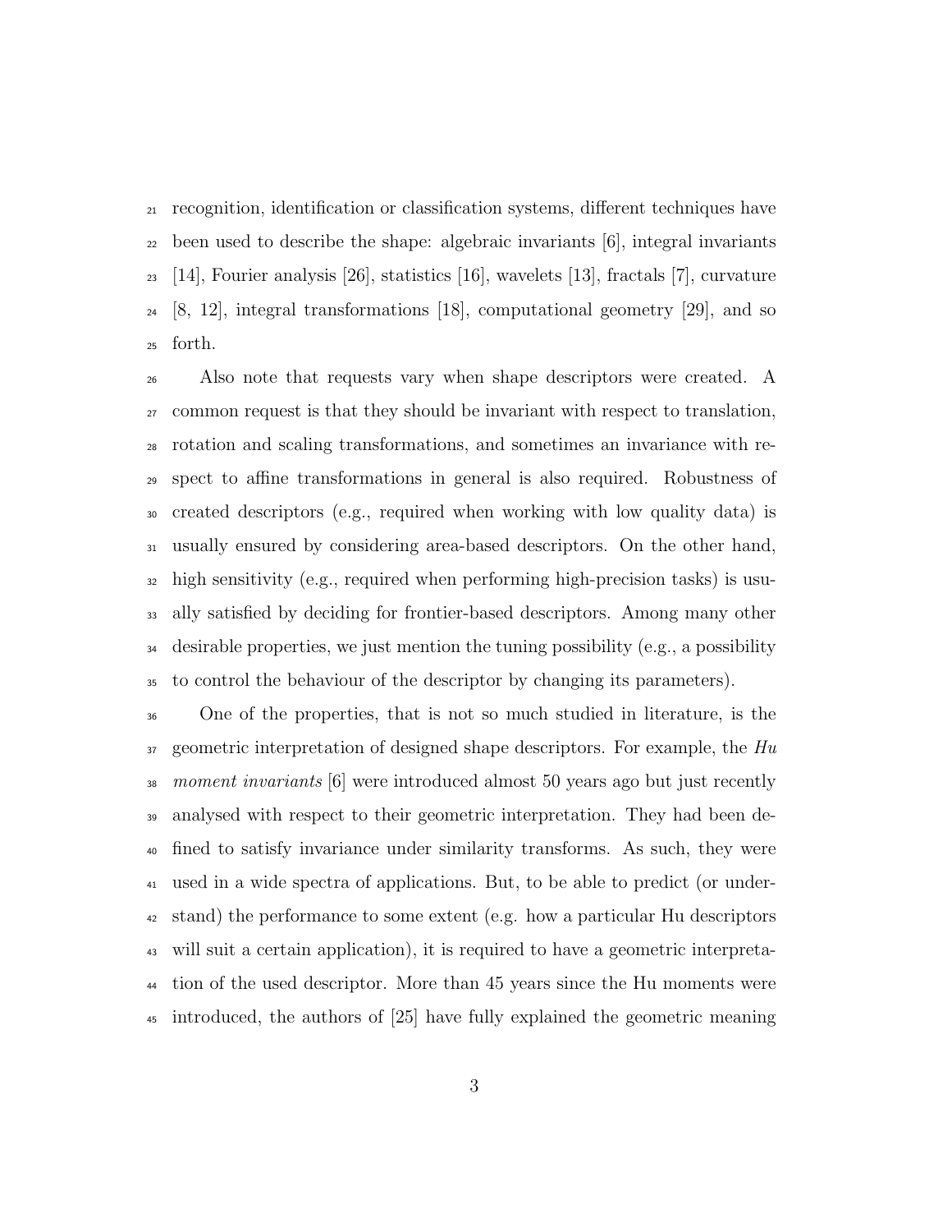recognition, identification or classification systems, different techniques have been used to describe the shape: algebraic invariants [6], integral invariants [14], Fourier analysis [26], statistics [16], wavelets [13], fractals [7], curvature [8, 12], integral transformations [18], computational geometry [29], and so forth.

Also note that requests vary when shape descriptors were created. A common request is that they should be invariant with respect to translation, rotation and scaling transformations, and sometimes an invariance with respect to affine transformations in general is also required. Robustness of created descriptors (e.g., required when working with low quality data) is usually ensured by considering area-based descriptors. On the other hand, high sensitivity (e.g., required when performing high-precision tasks) is usually satisfied by deciding for frontier-based descriptors. Among many other desirable properties, we just mention the tuning possibility (e.g., a possibility to control the behaviour of the descriptor by changing its parameters).

One of the properties, that is not so much studied in literature, is the geometric interpretation of designed shape descriptors. For example, the *Hu moment invariants* [6] were introduced almost 50 years ago but just recently analysed with respect to their geometric interpretation. They had been defined to satisfy invariance under similarity transforms. As such, they were used in a wide spectra of applications. But, to be able to predict (or understand) the performance to some extent (e.g. how a particular Hu descriptors will suit a certain application), it is required to have a geometric interpretation of the used descriptor. More than 45 years since the Hu moments were introduced, the authors of [25] have fully explained the geometric meaning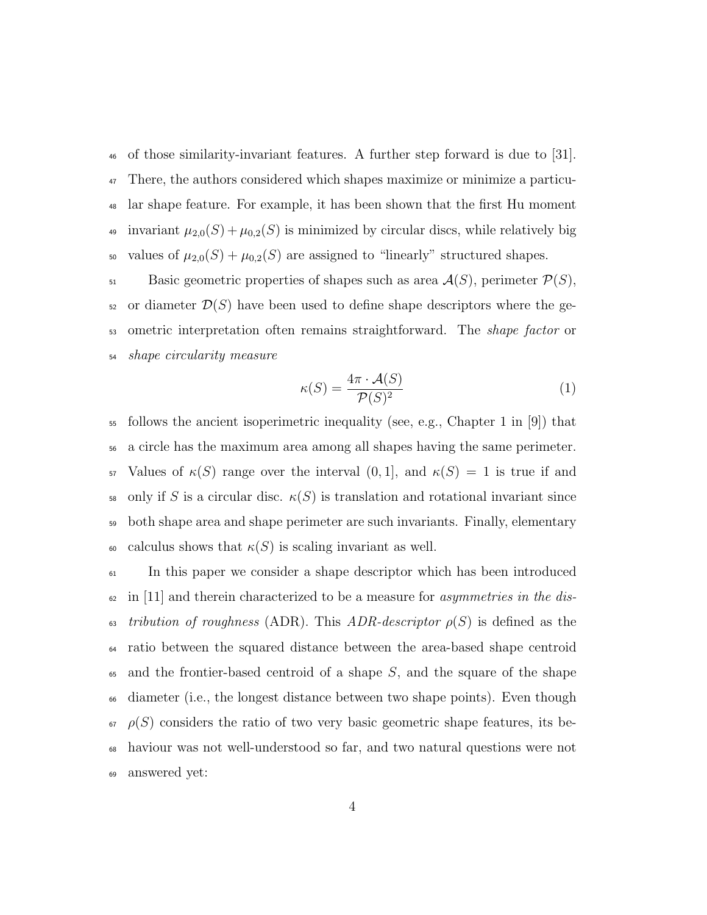of those similarity-invariant features. A further step forward is due to [31]. There, the authors considered which shapes maximize or minimize a particular shape feature. For example, it has been shown that the first Hu moment invariant $\mu_{2,0}(S) + \mu_{0,2}(S)$ is minimized by circular discs, while relatively big values of $\mu_{2,0}(S) + \mu_{0,2}(S)$ are assigned to "linearly" structured shapes.

Basic geometric properties of shapes such as area $\mathcal{A}(S)$, perimeter $\mathcal{P}(S)$, or diameter $\mathcal{D}(S)$ have been used to define shape descriptors where the geometric interpretation often remains straightforward. The *shape factor* or *shape circularity measure*

$$\kappa(S) = \frac{4\pi \cdot \mathcal{A}(S)}{\mathcal{P}(S)^2} \tag{1}$$

follows the ancient isoperimetric inequality (see, e.g., Chapter 1 in [9]) that a circle has the maximum area among all shapes having the same perimeter. Values of $\kappa(S)$ range over the interval $(0, 1]$, and $\kappa(S) = 1$ is true if and only if $S$ is a circular disc. $\kappa(S)$ is translation and rotational invariant since both shape area and shape perimeter are such invariants. Finally, elementary calculus shows that $\kappa(S)$ is scaling invariant as well.

In this paper we consider a shape descriptor which has been introduced in [11] and therein characterized to be a measure for *asymmetries in the distribution of roughness* (ADR). This *ADR-descriptor* $\rho(S)$ is defined as the ratio between the squared distance between the area-based shape centroid and the frontier-based centroid of a shape $S$, and the square of the shape diameter (i.e., the longest distance between two shape points). Even though $\rho(S)$ considers the ratio of two very basic geometric shape features, its behaviour was not well-understood so far, and two natural questions were not answered yet: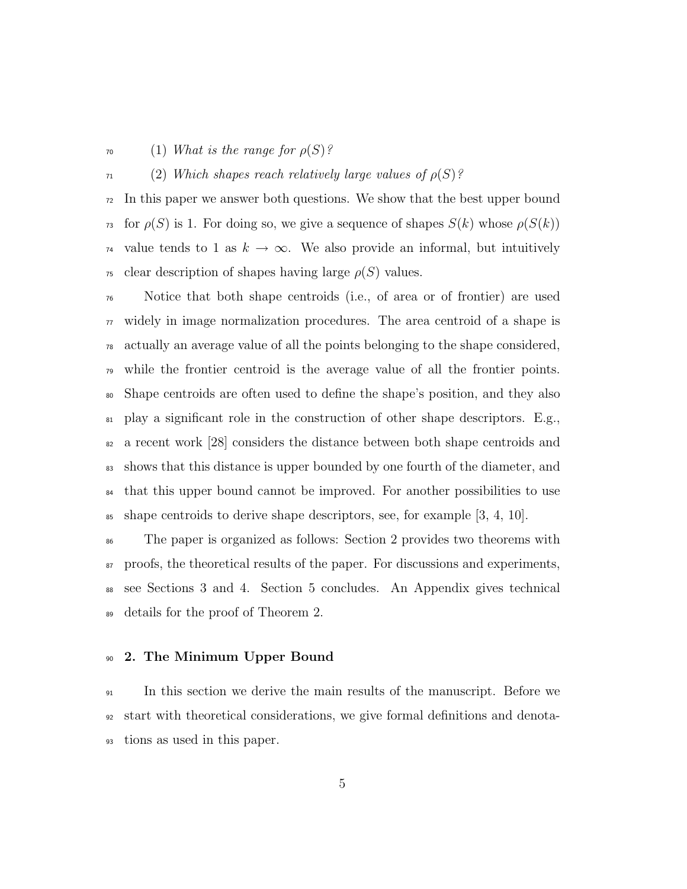(1) *What is the range for $\rho(S)$?*

(2) *Which shapes reach relatively large values of $\rho(S)$?*

In this paper we answer both questions. We show that the best upper bound for $\rho(S)$ is 1. For doing so, we give a sequence of shapes $S(k)$ whose $\rho(S(k))$ value tends to 1 as $k \to \infty$. We also provide an informal, but intuitively clear description of shapes having large $\rho(S)$ values.

Notice that both shape centroids (i.e., of area or of frontier) are used widely in image normalization procedures. The area centroid of a shape is actually an average value of all the points belonging to the shape considered, while the frontier centroid is the average value of all the frontier points. Shape centroids are often used to define the shape's position, and they also play a significant role in the construction of other shape descriptors. E.g., a recent work [28] considers the distance between both shape centroids and shows that this distance is upper bounded by one fourth of the diameter, and that this upper bound cannot be improved. For another possibilities to use shape centroids to derive shape descriptors, see, for example [3, 4, 10].

The paper is organized as follows: Section 2 provides two theorems with proofs, the theoretical results of the paper. For discussions and experiments, see Sections 3 and 4. Section 5 concludes. An Appendix gives technical details for the proof of Theorem 2.

## 2. The Minimum Upper Bound

In this section we derive the main results of the manuscript. Before we start with theoretical considerations, we give formal definitions and denotations as used in this paper.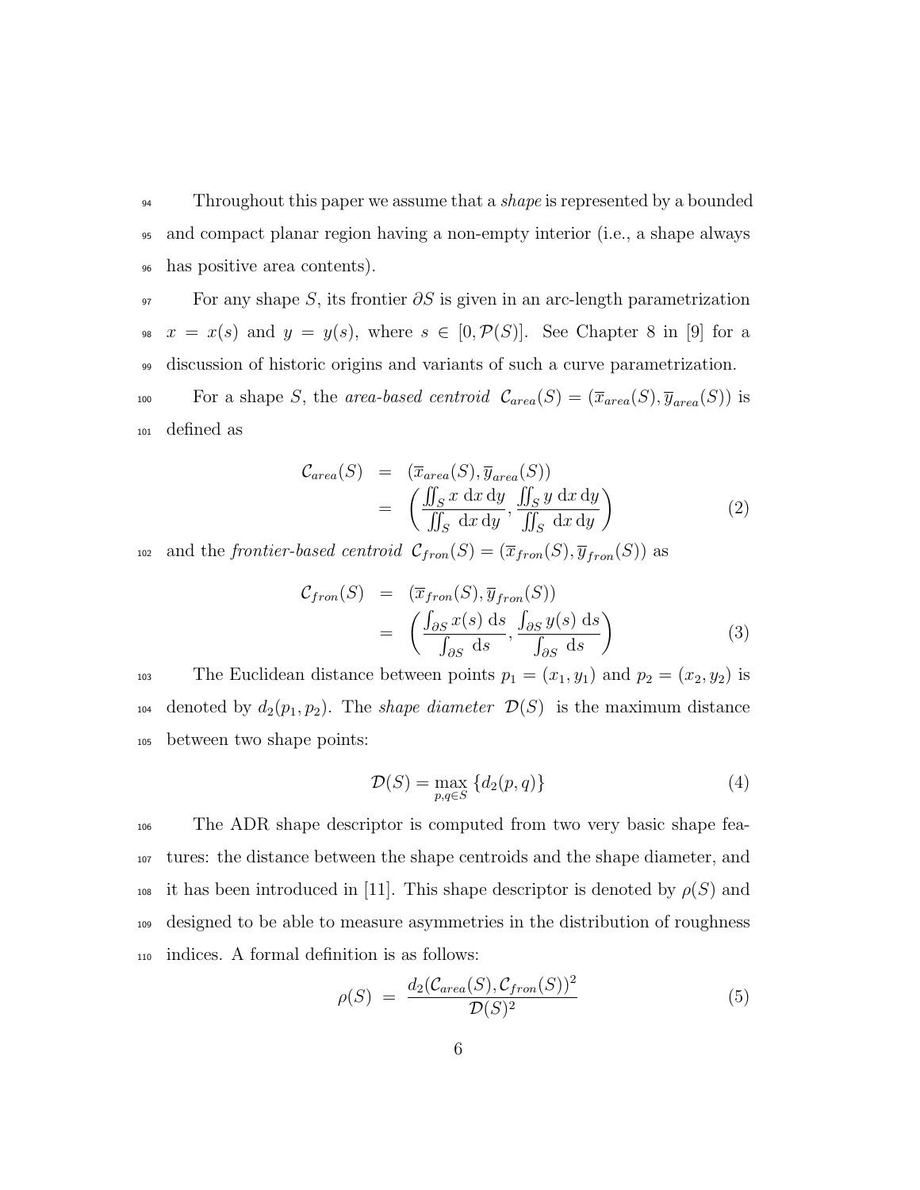Throughout this paper we assume that a *shape* is represented by a bounded and compact planar region having a non-empty interior (i.e., a shape always has positive area contents).

For any shape $S$, its frontier $\partial S$ is given in an arc-length parametrization $x = x(s)$ and $y = y(s)$, where $s \in [0, \mathcal{P}(S)]$. See Chapter 8 in [9] for a discussion of historic origins and variants of such a curve parametrization.

For a shape $S$, the *area-based centroid* $\mathcal{C}_{area}(S) = (\overline{x}_{area}(S), \overline{y}_{area}(S))$ is defined as

$$\begin{aligned} \mathcal{C}_{area}(S) &= (\overline{x}_{area}(S), \overline{y}_{area}(S)) \\ &= \left( \frac{\iint_S x \, \mathrm{d}x \, \mathrm{d}y}{\iint_S \, \mathrm{d}x \, \mathrm{d}y}, \frac{\iint_S y \, \mathrm{d}x \, \mathrm{d}y}{\iint_S \, \mathrm{d}x \, \mathrm{d}y} \right) \end{aligned} \tag{2}$$

and the *frontier-based centroid* $\mathcal{C}_{fron}(S) = (\overline{x}_{fron}(S), \overline{y}_{fron}(S))$ as

$$\begin{aligned} \mathcal{C}_{fron}(S) &= (\overline{x}_{fron}(S), \overline{y}_{fron}(S)) \\ &= \left( \frac{\int_{\partial S} x(s) \, \mathrm{d}s}{\int_{\partial S} \, \mathrm{d}s}, \frac{\int_{\partial S} y(s) \, \mathrm{d}s}{\int_{\partial S} \, \mathrm{d}s} \right) \end{aligned} \tag{3}$$

The Euclidean distance between points $p_1 = (x_1, y_1)$ and $p_2 = (x_2, y_2)$ is denoted by $d_2(p_1, p_2)$. The *shape diameter* $\mathcal{D}(S)$ is the maximum distance between two shape points:

$$\mathcal{D}(S) = \max_{p,q \in S} \{d_2(p, q)\} \tag{4}$$

The ADR shape descriptor is computed from two very basic shape features: the distance between the shape centroids and the shape diameter, and it has been introduced in [11]. This shape descriptor is denoted by $\rho(S)$ and designed to be able to measure asymmetries in the distribution of roughness indices. A formal definition is as follows:

$$\rho(S) = \frac{d_2(\mathcal{C}_{area}(S), \mathcal{C}_{fron}(S))^2}{\mathcal{D}(S)^2} \tag{5}$$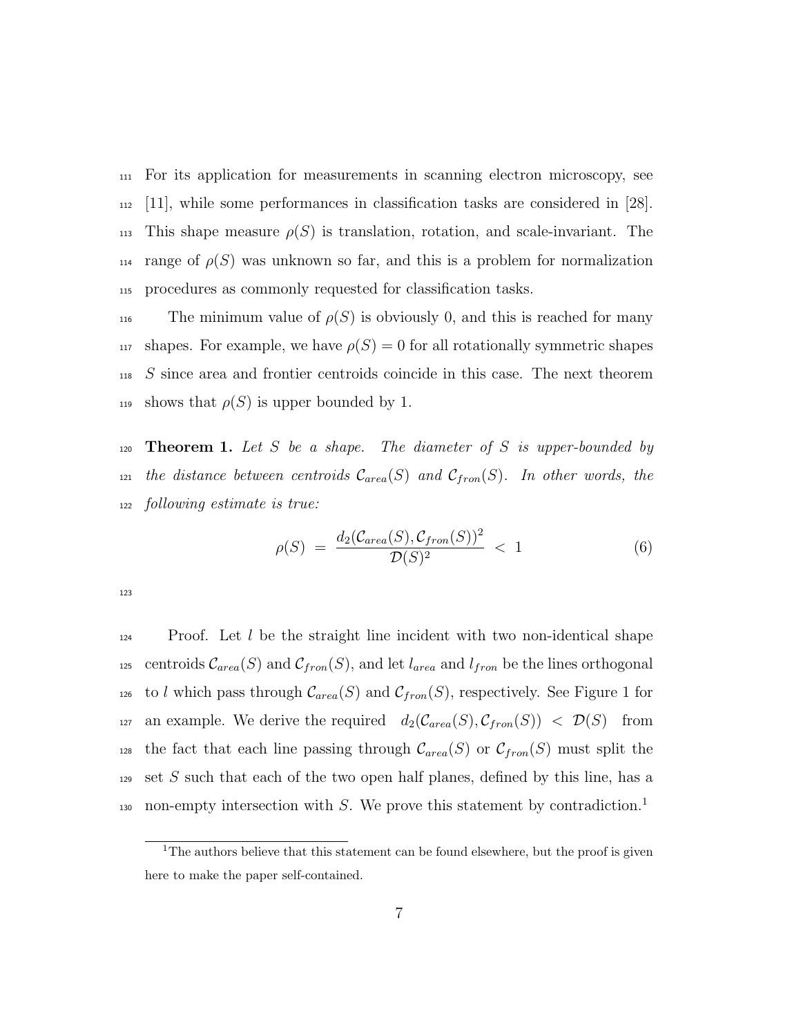For its application for measurements in scanning electron microscopy, see [11], while some performances in classification tasks are considered in [28]. This shape measure $\rho(S)$ is translation, rotation, and scale-invariant. The range of $\rho(S)$ was unknown so far, and this is a problem for normalization procedures as commonly requested for classification tasks.

The minimum value of $\rho(S)$ is obviously 0, and this is reached for many shapes. For example, we have $\rho(S) = 0$ for all rotationally symmetric shapes $S$ since area and frontier centroids coincide in this case. The next theorem shows that $\rho(S)$ is upper bounded by 1.

**Theorem 1.** *Let $S$ be a shape. The diameter of $S$ is upper-bounded by the distance between centroids $\mathcal{C}_{area}(S)$ and $\mathcal{C}_{fron}(S)$. In other words, the following estimate is true:*

$$\rho(S) \;=\; \frac{d_2(\mathcal{C}_{area}(S), \mathcal{C}_{fron}(S))^2}{\mathcal{D}(S)^2} \;<\; 1 \tag{6}$$

Proof. Let $l$ be the straight line incident with two non-identical shape centroids $\mathcal{C}_{area}(S)$ and $\mathcal{C}_{fron}(S)$, and let $l_{area}$ and $l_{fron}$ be the lines orthogonal to $l$ which pass through $\mathcal{C}_{area}(S)$ and $\mathcal{C}_{fron}(S)$, respectively. See Figure 1 for an example. We derive the required $d_2(\mathcal{C}_{area}(S), \mathcal{C}_{fron}(S)) < \mathcal{D}(S)$ from the fact that each line passing through $\mathcal{C}_{area}(S)$ or $\mathcal{C}_{fron}(S)$ must split the set $S$ such that each of the two open half planes, defined by this line, has a non-empty intersection with $S$. We prove this statement by contradiction.[1]

[1] The authors believe that this statement can be found elsewhere, but the proof is given here to make the paper self-contained.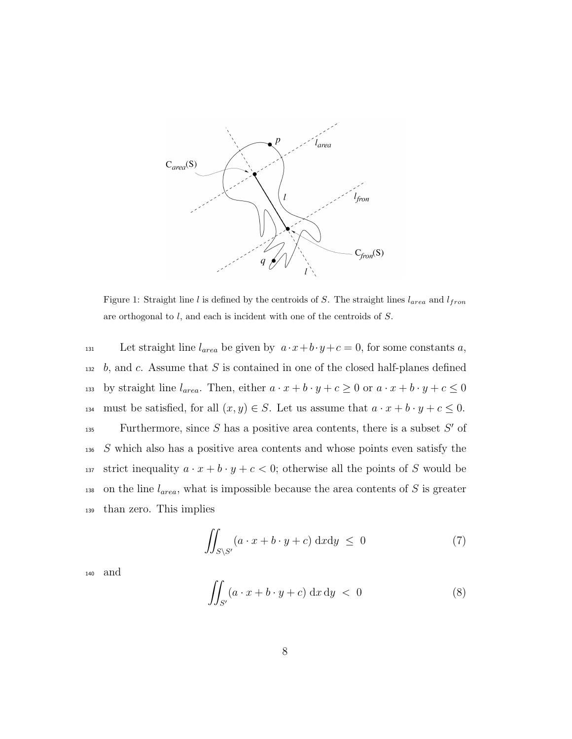Figure 1: Straight line $l$ is defined by the centroids of $S$. The straight lines $l_{area}$ and $l_{fron}$ are orthogonal to $l$, and each is incident with one of the centroids of $S$.

Let straight line $l_{area}$ be given by $a \cdot x + b \cdot y + c = 0$, for some constants $a$, $b$, and $c$. Assume that $S$ is contained in one of the closed half-planes defined by straight line $l_{area}$. Then, either $a \cdot x + b \cdot y + c \geq 0$ or $a \cdot x + b \cdot y + c \leq 0$ must be satisfied, for all $(x, y) \in S$. Let us assume that $a \cdot x + b \cdot y + c \leq 0$.

Furthermore, since $S$ has a positive area contents, there is a subset $S'$ of $S$ which also has a positive area contents and whose points even satisfy the strict inequality $a \cdot x + b \cdot y + c < 0$; otherwise all the points of $S$ would be on the line $l_{area}$, what is impossible because the area contents of $S$ is greater than zero. This implies

$$\iint_{S \setminus S'} (a \cdot x + b \cdot y + c) \, \mathrm{d}x\mathrm{d}y \ \leq \ 0 \tag{7}$$

and

$$\iint_{S'} (a \cdot x + b \cdot y + c) \, \mathrm{d}x \, \mathrm{d}y \ < \ 0 \tag{8}$$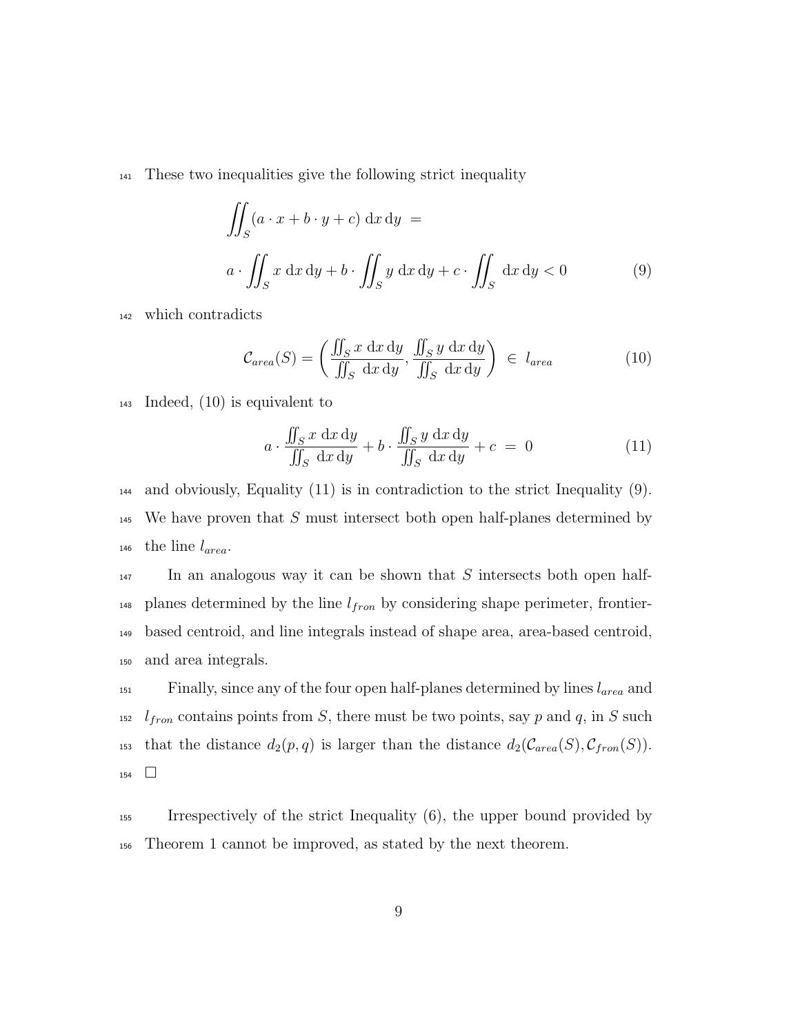These two inequalities give the following strict inequality

$$\iint_S (a \cdot x + b \cdot y + c) \, \mathrm{d}x \, \mathrm{d}y \;=\; a \cdot \iint_S x \, \mathrm{d}x \, \mathrm{d}y + b \cdot \iint_S y \, \mathrm{d}x \, \mathrm{d}y + c \cdot \iint_S \, \mathrm{d}x \, \mathrm{d}y < 0 \tag{9}$$

which contradicts

$$\mathcal{C}_{area}(S) = \left( \frac{\iint_S x \, \mathrm{d}x \, \mathrm{d}y}{\iint_S \, \mathrm{d}x \, \mathrm{d}y}, \frac{\iint_S y \, \mathrm{d}x \, \mathrm{d}y}{\iint_S \, \mathrm{d}x \, \mathrm{d}y} \right) \;\in\; l_{area} \tag{10}$$

Indeed, (10) is equivalent to

$$a \cdot \frac{\iint_S x \, \mathrm{d}x \, \mathrm{d}y}{\iint_S \, \mathrm{d}x \, \mathrm{d}y} + b \cdot \frac{\iint_S y \, \mathrm{d}x \, \mathrm{d}y}{\iint_S \, \mathrm{d}x \, \mathrm{d}y} + c \;=\; 0 \tag{11}$$

and obviously, Equality (11) is in contradiction to the strict Inequality (9). We have proven that $S$ must intersect both open half-planes determined by the line $l_{area}$.

In an analogous way it can be shown that $S$ intersects both open half-planes determined by the line $l_{fron}$ by considering shape perimeter, frontier-based centroid, and line integrals instead of shape area, area-based centroid, and area integrals.

Finally, since any of the four open half-planes determined by lines $l_{area}$ and $l_{fron}$ contains points from $S$, there must be two points, say $p$ and $q$, in $S$ such that the distance $d_2(p, q)$ is larger than the distance $d_2(\mathcal{C}_{area}(S), \mathcal{C}_{fron}(S))$. $\square$

Irrespectively of the strict Inequality (6), the upper bound provided by Theorem 1 cannot be improved, as stated by the next theorem.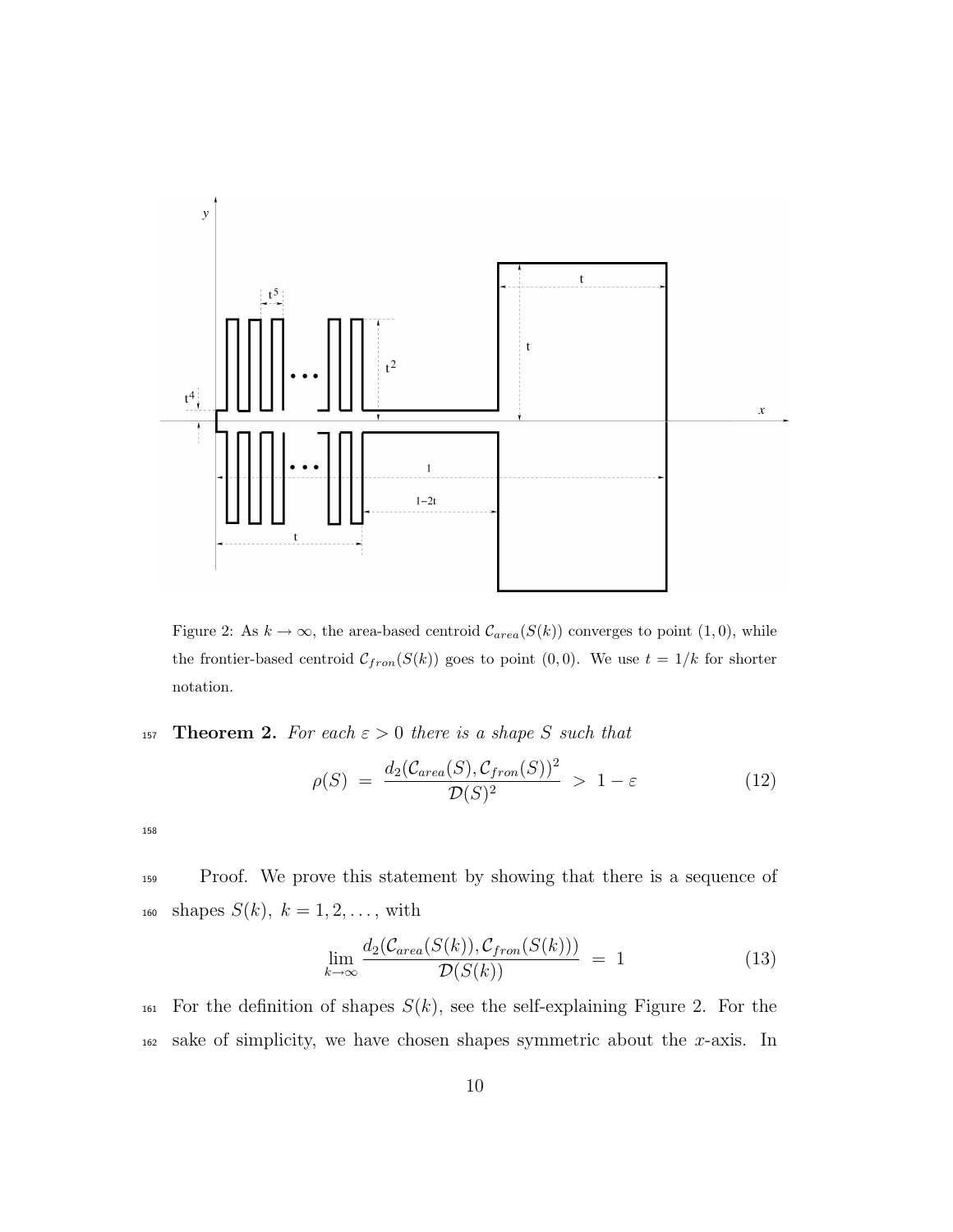Figure 2: As $k \to \infty$, the area-based centroid $\mathcal{C}_{area}(S(k))$ converges to point $(1,0)$, while the frontier-based centroid $\mathcal{C}_{fron}(S(k))$ goes to point $(0,0)$. We use $t = 1/k$ for shorter notation.

**Theorem 2.** *For each $\varepsilon > 0$ there is a shape $S$ such that*

$$\rho(S) \;=\; \frac{d_2(\mathcal{C}_{area}(S), \mathcal{C}_{fron}(S))^2}{\mathcal{D}(S)^2} \;>\; 1 - \varepsilon \tag{12}$$

Proof. We prove this statement by showing that there is a sequence of shapes $S(k),\ k = 1, 2, \ldots$, with

$$\lim_{k \to \infty} \frac{d_2(\mathcal{C}_{area}(S(k)), \mathcal{C}_{fron}(S(k)))}{\mathcal{D}(S(k))} \;=\; 1 \tag{13}$$

For the definition of shapes $S(k)$, see the self-explaining Figure 2. For the sake of simplicity, we have chosen shapes symmetric about the $x$-axis. In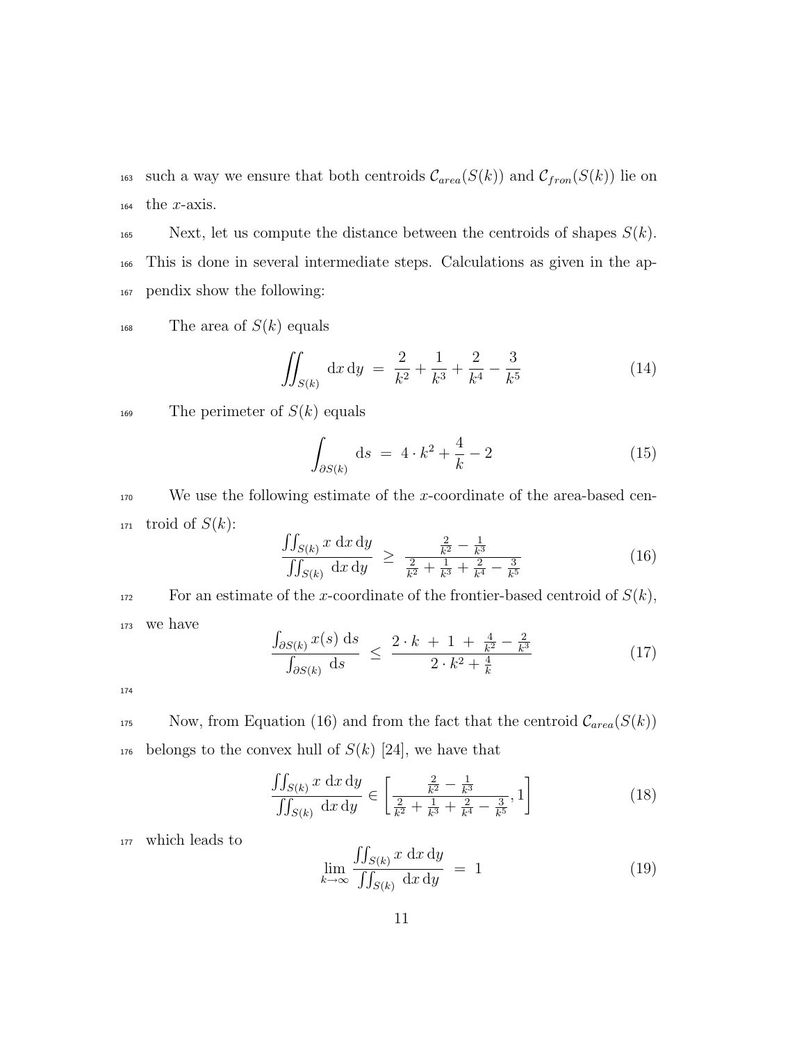such a way we ensure that both centroids $\mathcal{C}_{area}(S(k))$ and $\mathcal{C}_{fron}(S(k))$ lie on the $x$-axis.

Next, let us compute the distance between the centroids of shapes $S(k)$. This is done in several intermediate steps. Calculations as given in the appendix show the following:

The area of $S(k)$ equals

$$\iint_{S(k)} \mathrm{d}x\,\mathrm{d}y \;=\; \frac{2}{k^2} + \frac{1}{k^3} + \frac{2}{k^4} - \frac{3}{k^5} \tag{14}$$

The perimeter of $S(k)$ equals

$$\int_{\partial S(k)} \mathrm{d}s \;=\; 4 \cdot k^2 + \frac{4}{k} - 2 \tag{15}$$

We use the following estimate of the $x$-coordinate of the area-based centroid of $S(k)$:

$$\frac{\iint_{S(k)} x \;\mathrm{d}x\,\mathrm{d}y}{\iint_{S(k)} \;\mathrm{d}x\,\mathrm{d}y} \;\geq\; \frac{\frac{2}{k^2} - \frac{1}{k^3}}{\frac{2}{k^2} + \frac{1}{k^3} + \frac{2}{k^4} - \frac{3}{k^5}} \tag{16}$$

For an estimate of the $x$-coordinate of the frontier-based centroid of $S(k)$, we have

$$\frac{\int_{\partial S(k)} x(s) \;\mathrm{d}s}{\int_{\partial S(k)} \;\mathrm{d}s} \;\leq\; \frac{2 \cdot k \;+\; 1 \;+\; \frac{4}{k^2} - \frac{2}{k^3}}{2 \cdot k^2 + \frac{4}{k}} \tag{17}$$

Now, from Equation (16) and from the fact that the centroid $\mathcal{C}_{area}(S(k))$ belongs to the convex hull of $S(k)$ [24], we have that

$$\frac{\iint_{S(k)} x \;\mathrm{d}x\,\mathrm{d}y}{\iint_{S(k)} \;\mathrm{d}x\,\mathrm{d}y} \in \left[ \frac{\frac{2}{k^2} - \frac{1}{k^3}}{\frac{2}{k^2} + \frac{1}{k^3} + \frac{2}{k^4} - \frac{3}{k^5}}, 1 \right] \tag{18}$$

which leads to

$$\lim_{k \to \infty} \frac{\iint_{S(k)} x \;\mathrm{d}x\,\mathrm{d}y}{\iint_{S(k)} \;\mathrm{d}x\,\mathrm{d}y} \;=\; 1 \tag{19}$$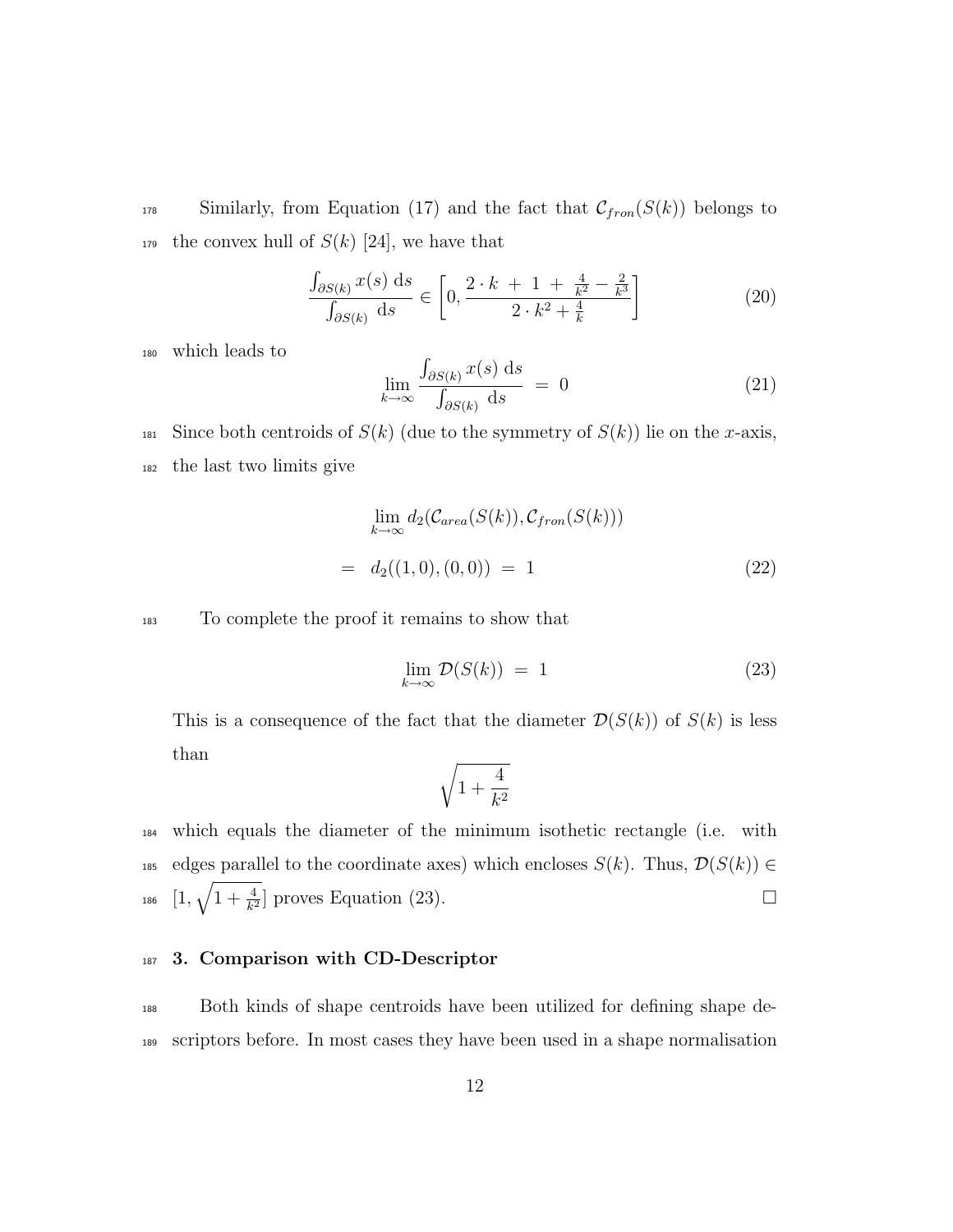Similarly, from Equation (17) and the fact that $\mathcal{C}_{fron}(S(k))$ belongs to the convex hull of $S(k)$ [24], we have that

$$\frac{\int_{\partial S(k)} x(s)\ \mathrm{d}s}{\int_{\partial S(k)}\ \mathrm{d}s} \in \left[0, \frac{2 \cdot k\ +\ 1\ +\ \frac{4}{k^2} - \frac{2}{k^3}}{2 \cdot k^2 + \frac{4}{k}}\right] \tag{20}$$

which leads to

$$\lim_{k \to \infty} \frac{\int_{\partial S(k)} x(s)\ \mathrm{d}s}{\int_{\partial S(k)}\ \mathrm{d}s}\ =\ 0 \tag{21}$$

Since both centroids of $S(k)$ (due to the symmetry of $S(k)$) lie on the $x$-axis, the last two limits give

$$\begin{aligned} & \lim_{k \to \infty} d_2(\mathcal{C}_{area}(S(k)), \mathcal{C}_{fron}(S(k))) \\ =\ & d_2((1,0),(0,0))\ =\ 1 \end{aligned} \tag{22}$$

To complete the proof it remains to show that

$$\lim_{k \to \infty} \mathcal{D}(S(k))\ =\ 1 \tag{23}$$

This is a consequence of the fact that the diameter $\mathcal{D}(S(k))$ of $S(k)$ is less than

$$\sqrt{1 + \frac{4}{k^2}}$$

which equals the diameter of the minimum isothetic rectangle (i.e. with edges parallel to the coordinate axes) which encloses $S(k)$. Thus, $\mathcal{D}(S(k)) \in [1, \sqrt{1 + \frac{4}{k^2}}]$ proves Equation (23). □

## 3. Comparison with CD-Descriptor

Both kinds of shape centroids have been utilized for defining shape descriptors before. In most cases they have been used in a shape normalisation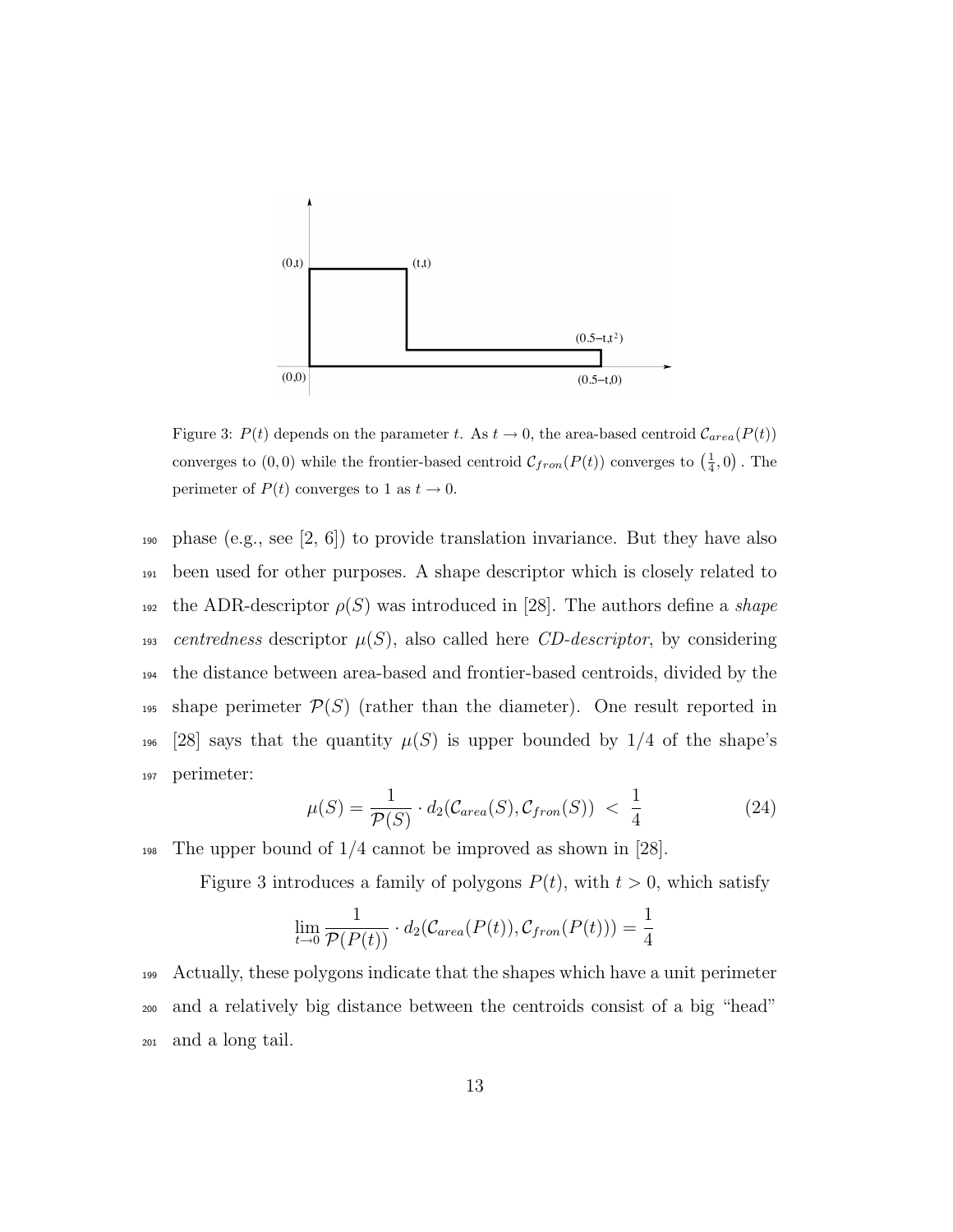Figure 3: $P(t)$ depends on the parameter $t$. As $t \to 0$, the area-based centroid $\mathcal{C}_{area}(P(t))$ converges to $(0,0)$ while the frontier-based centroid $\mathcal{C}_{fron}(P(t))$ converges to $\left(\frac{1}{4}, 0\right)$. The perimeter of $P(t)$ converges to 1 as $t \to 0$.

phase (e.g., see [2, 6]) to provide translation invariance. But they have also been used for other purposes. A shape descriptor which is closely related to the ADR-descriptor $\rho(S)$ was introduced in [28]. The authors define a *shape centredness* descriptor $\mu(S)$, also called here *CD-descriptor*, by considering the distance between area-based and frontier-based centroids, divided by the shape perimeter $\mathcal{P}(S)$ (rather than the diameter). One result reported in [28] says that the quantity $\mu(S)$ is upper bounded by 1/4 of the shape's perimeter:

$$\mu(S) = \frac{1}{\mathcal{P}(S)} \cdot d_2(\mathcal{C}_{area}(S), \mathcal{C}_{fron}(S)) \ < \ \frac{1}{4} \tag{24}$$

The upper bound of 1/4 cannot be improved as shown in [28].

Figure 3 introduces a family of polygons $P(t)$, with $t > 0$, which satisfy

$$\lim_{t \to 0} \frac{1}{\mathcal{P}(P(t))} \cdot d_2(\mathcal{C}_{area}(P(t)), \mathcal{C}_{fron}(P(t))) = \frac{1}{4}$$

Actually, these polygons indicate that the shapes which have a unit perimeter and a relatively big distance between the centroids consist of a big "head" and a long tail.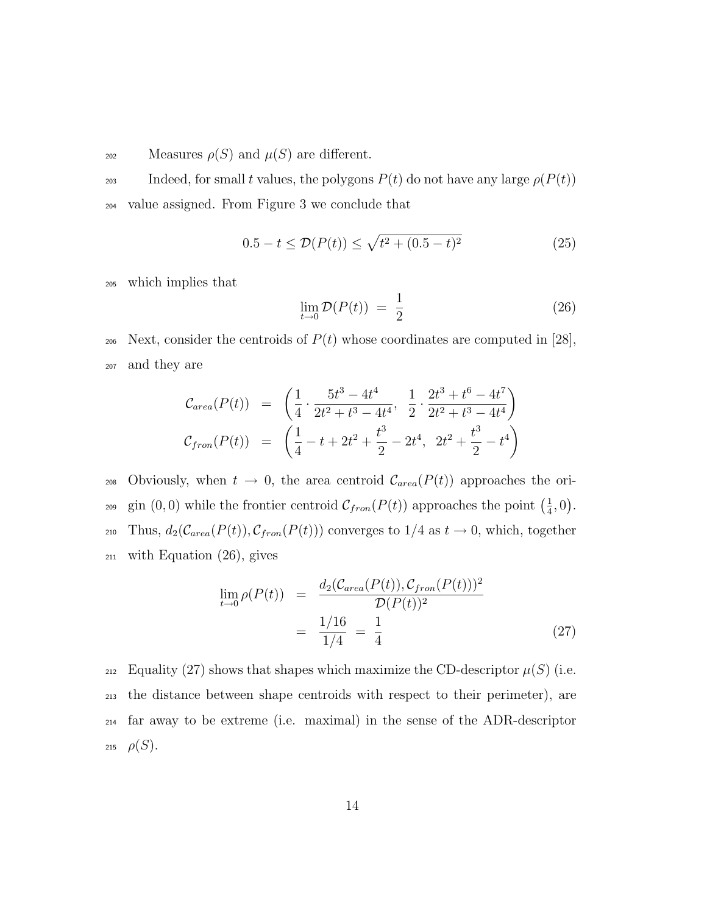Measures $\rho(S)$ and $\mu(S)$ are different.

Indeed, for small $t$ values, the polygons $P(t)$ do not have any large $\rho(P(t))$ value assigned. From Figure 3 we conclude that

$$0.5 - t \leq \mathcal{D}(P(t)) \leq \sqrt{t^2 + (0.5-t)^2} \tag{25}$$

which implies that

$$\lim_{t \to 0} \mathcal{D}(P(t)) \;=\; \frac{1}{2} \tag{26}$$

Next, consider the centroids of $P(t)$ whose coordinates are computed in [28], and they are

$$\begin{aligned}
\mathcal{C}_{area}(P(t)) &= \left( \frac{1}{4} \cdot \frac{5t^3 - 4t^4}{2t^2 + t^3 - 4t^4}, \;\; \frac{1}{2} \cdot \frac{2t^3 + t^6 - 4t^7}{2t^2 + t^3 - 4t^4} \right) \\
\mathcal{C}_{fron}(P(t)) &= \left( \frac{1}{4} - t + 2t^2 + \frac{t^3}{2} - 2t^4, \;\; 2t^2 + \frac{t^3}{2} - t^4 \right)
\end{aligned}$$

Obviously, when $t \to 0$, the area centroid $\mathcal{C}_{area}(P(t))$ approaches the origin $(0,0)$ while the frontier centroid $\mathcal{C}_{fron}(P(t))$ approaches the point $\left(\frac{1}{4}, 0\right)$. Thus, $d_2(\mathcal{C}_{area}(P(t)), \mathcal{C}_{fron}(P(t)))$ converges to $1/4$ as $t \to 0$, which, together with Equation (26), gives

$$\begin{aligned}
\lim_{t \to 0} \rho(P(t)) &= \frac{d_2(\mathcal{C}_{area}(P(t)), \mathcal{C}_{fron}(P(t)))^2}{\mathcal{D}(P(t))^2} \\
&= \frac{1/16}{1/4} \;=\; \frac{1}{4}
\end{aligned} \tag{27}$$

Equality (27) shows that shapes which maximize the CD-descriptor $\mu(S)$ (i.e. the distance between shape centroids with respect to their perimeter), are far away to be extreme (i.e. maximal) in the sense of the ADR-descriptor $\rho(S)$.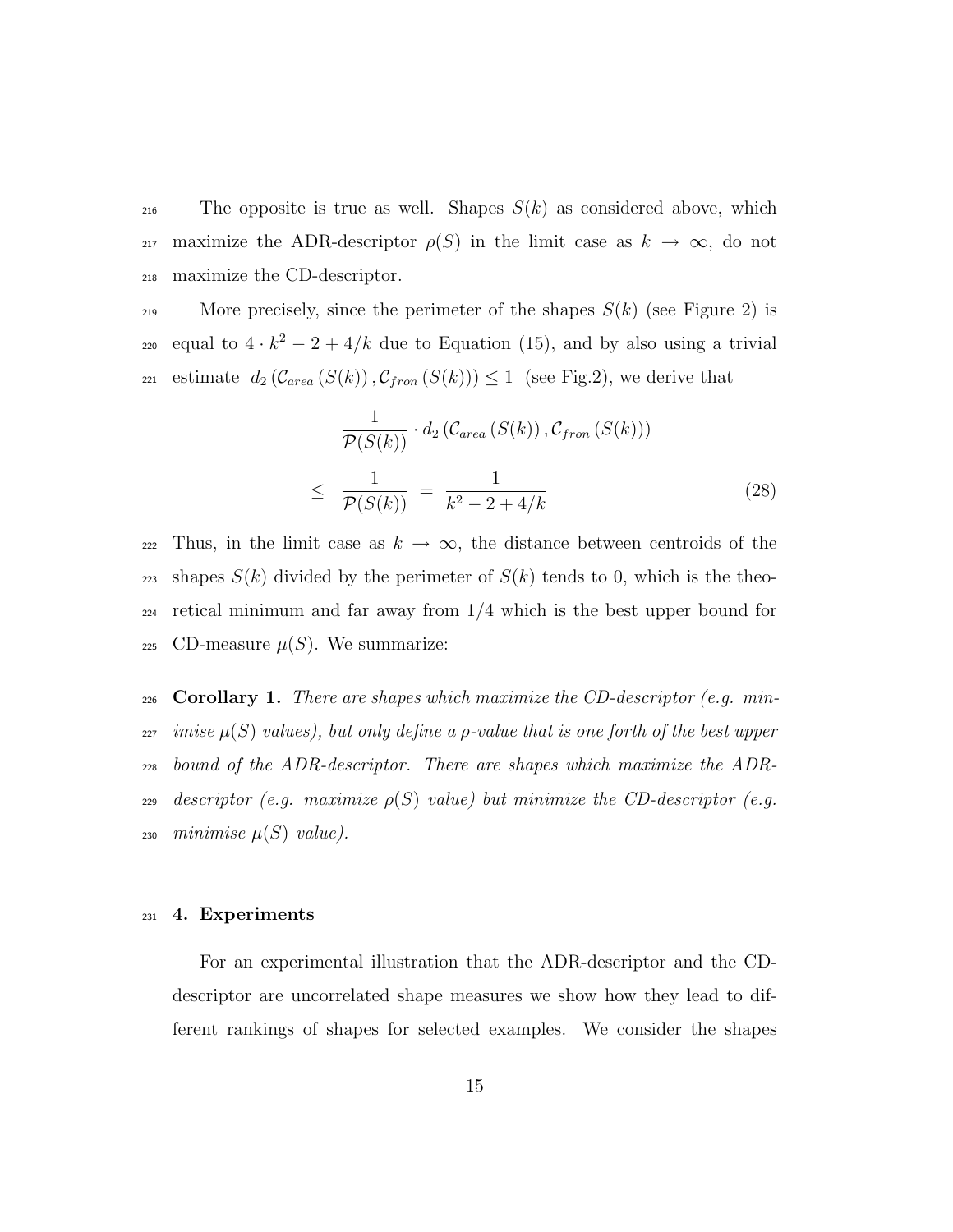The opposite is true as well. Shapes $S(k)$ as considered above, which maximize the ADR-descriptor $\rho(S)$ in the limit case as $k \to \infty$, do not maximize the CD-descriptor.

More precisely, since the perimeter of the shapes $S(k)$ (see Figure 2) is equal to $4 \cdot k^2 - 2 + 4/k$ due to Equation (15), and by also using a trivial estimate $d_2(\mathcal{C}_{area}(S(k)), \mathcal{C}_{fron}(S(k))) \leq 1$ (see Fig.2), we derive that

$$
\begin{aligned}
& \frac{1}{\mathcal{P}(S(k))} \cdot d_2(\mathcal{C}_{area}(S(k)), \mathcal{C}_{fron}(S(k))) \\
\leq \quad & \frac{1}{\mathcal{P}(S(k))} = \frac{1}{k^2 - 2 + 4/k}
\end{aligned}
\tag{28}
$$

Thus, in the limit case as $k \to \infty$, the distance between centroids of the shapes $S(k)$ divided by the perimeter of $S(k)$ tends to 0, which is the theoretical minimum and far away from $1/4$ which is the best upper bound for CD-measure $\mu(S)$. We summarize:

**Corollary 1.** *There are shapes which maximize the CD-descriptor (e.g. minimise $\mu(S)$ values), but only define a $\rho$-value that is one forth of the best upper bound of the ADR-descriptor. There are shapes which maximize the ADR-descriptor (e.g. maximize $\rho(S)$ value) but minimize the CD-descriptor (e.g. minimise $\mu(S)$ value).*

## 4. Experiments

For an experimental illustration that the ADR-descriptor and the CD-descriptor are uncorrelated shape measures we show how they lead to different rankings of shapes for selected examples. We consider the shapes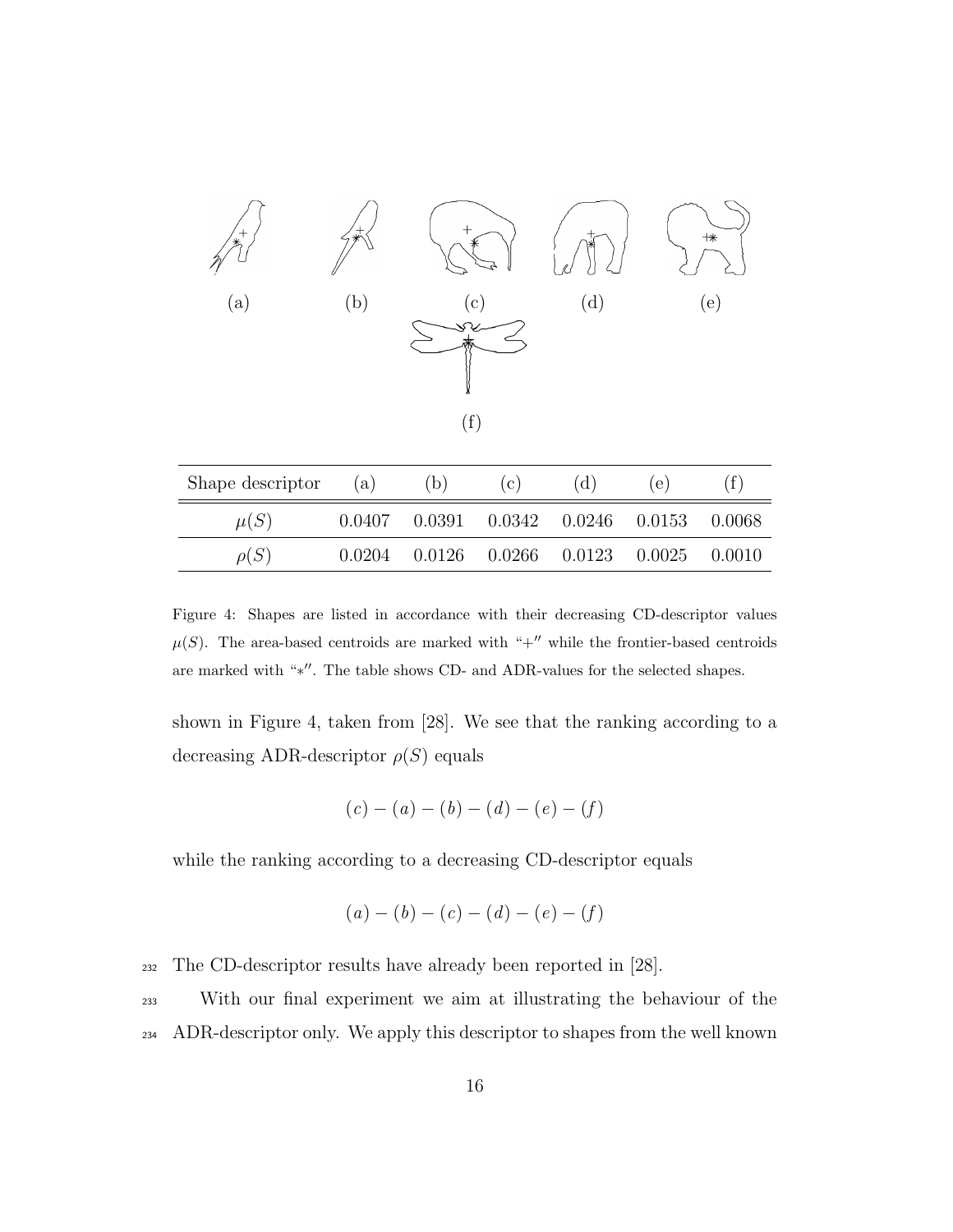(a) (b) (c) (d) (e)

(f)

| Shape descriptor | (a) | (b) | (c) | (d) | (e) | (f) |
|---|---|---|---|---|---|---|
| $\mu(S)$ | 0.0407 | 0.0391 | 0.0342 | 0.0246 | 0.0153 | 0.0068 |
| $\rho(S)$ | 0.0204 | 0.0126 | 0.0266 | 0.0123 | 0.0025 | 0.0010 |

Figure 4: Shapes are listed in accordance with their decreasing CD-descriptor values $\mu(S)$. The area-based centroids are marked with "+" while the frontier-based centroids are marked with "$*$". The table shows CD- and ADR-values for the selected shapes.

shown in Figure 4, taken from [28]. We see that the ranking according to a decreasing ADR-descriptor $\rho(S)$ equals

$$(c) - (a) - (b) - (d) - (e) - (f)$$

while the ranking according to a decreasing CD-descriptor equals

$$(a) - (b) - (c) - (d) - (e) - (f)$$

The CD-descriptor results have already been reported in [28].

With our final experiment we aim at illustrating the behaviour of the ADR-descriptor only. We apply this descriptor to shapes from the well known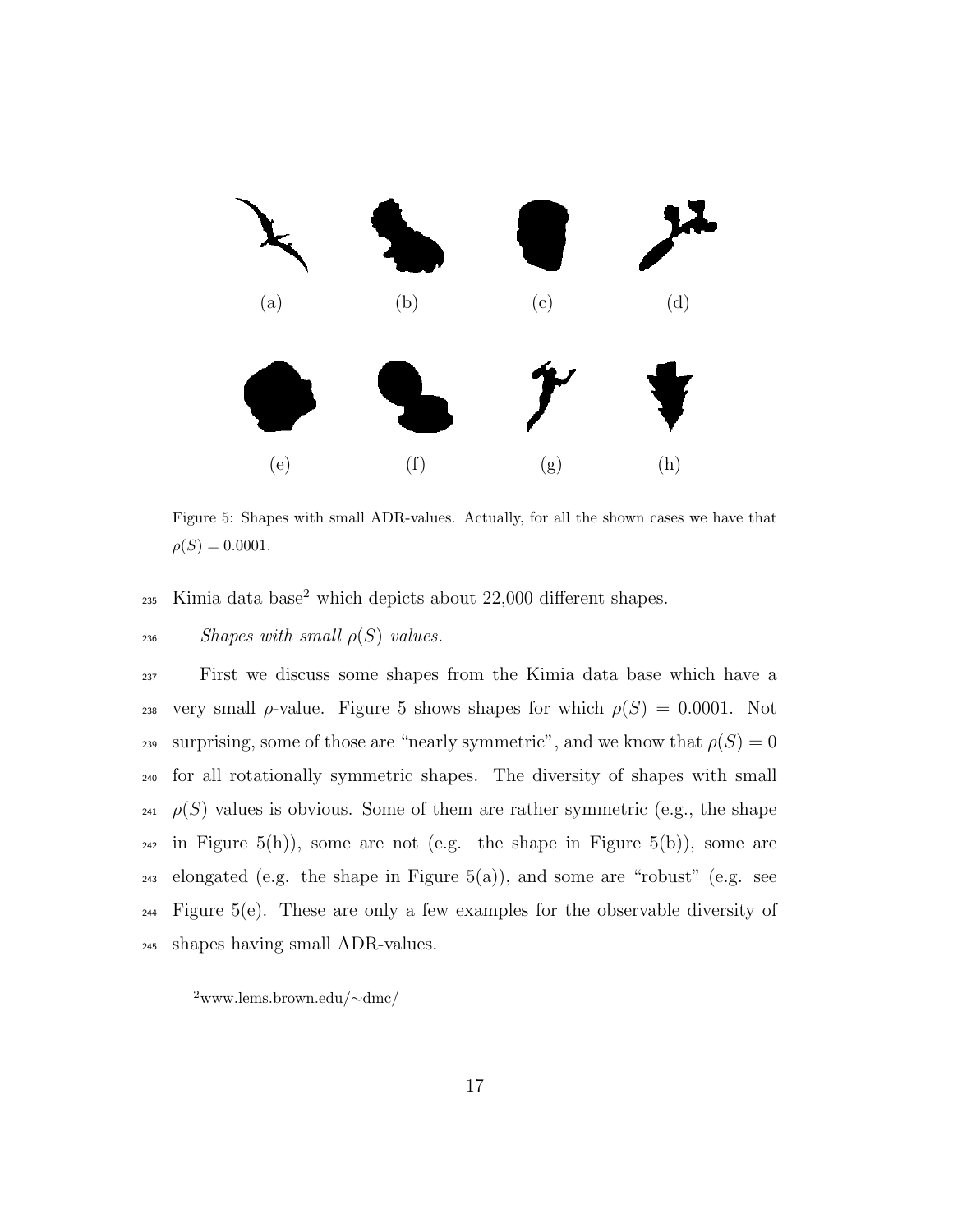(a) (b) (c) (d)

(e) (f) (g) (h)

Figure 5: Shapes with small ADR-values. Actually, for all the shown cases we have that $\rho(S) = 0.0001$.

Kimia data base[2] which depicts about 22,000 different shapes.

*Shapes with small $\rho(S)$ values.*

First we discuss some shapes from the Kimia data base which have a very small $\rho$-value. Figure 5 shows shapes for which $\rho(S) = 0.0001$. Not surprising, some of those are "nearly symmetric", and we know that $\rho(S) = 0$ for all rotationally symmetric shapes. The diversity of shapes with small $\rho(S)$ values is obvious. Some of them are rather symmetric (e.g., the shape in Figure 5(h)), some are not (e.g. the shape in Figure 5(b)), some are elongated (e.g. the shape in Figure 5(a)), and some are "robust" (e.g. see Figure 5(e). These are only a few examples for the observable diversity of shapes having small ADR-values.

[2] www.lems.brown.edu/∼dmc/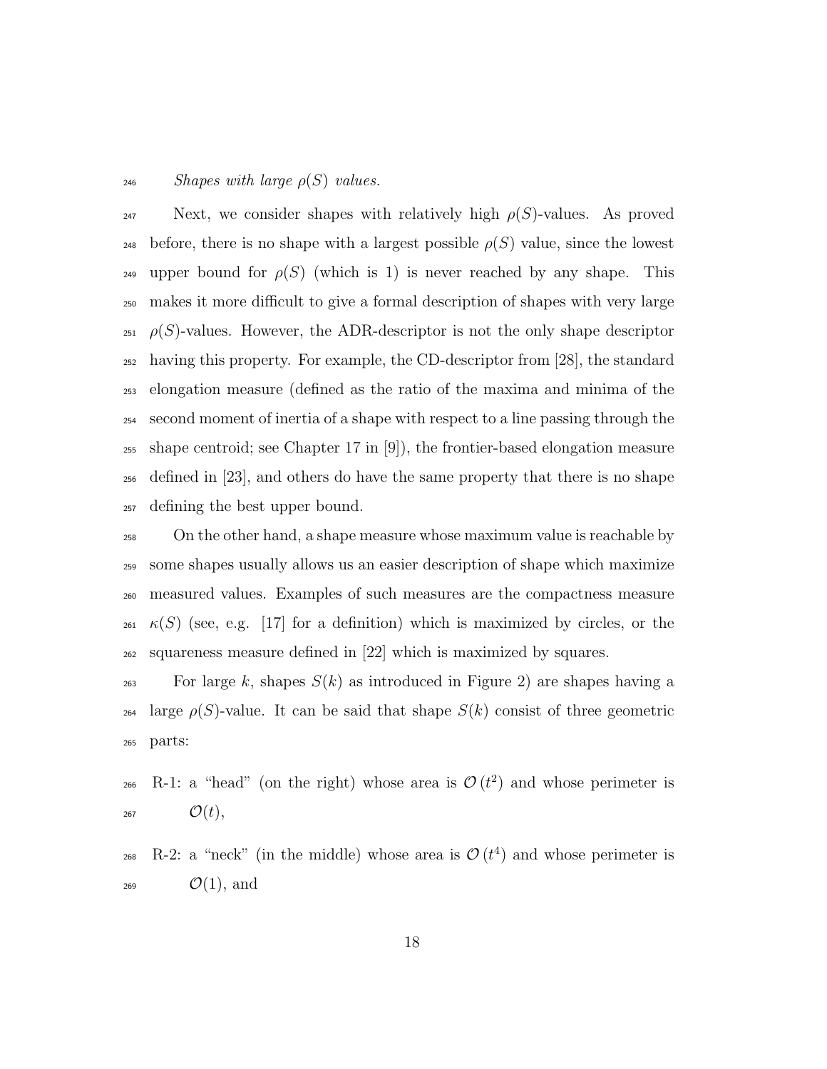*Shapes with large $\rho(S)$ values.*

Next, we consider shapes with relatively high $\rho(S)$-values. As proved before, there is no shape with a largest possible $\rho(S)$ value, since the lowest upper bound for $\rho(S)$ (which is 1) is never reached by any shape. This makes it more difficult to give a formal description of shapes with very large $\rho(S)$-values. However, the ADR-descriptor is not the only shape descriptor having this property. For example, the CD-descriptor from [28], the standard elongation measure (defined as the ratio of the maxima and minima of the second moment of inertia of a shape with respect to a line passing through the shape centroid; see Chapter 17 in [9]), the frontier-based elongation measure defined in [23], and others do have the same property that there is no shape defining the best upper bound.

On the other hand, a shape measure whose maximum value is reachable by some shapes usually allows us an easier description of shape which maximize measured values. Examples of such measures are the compactness measure $\kappa(S)$ (see, e.g. [17] for a definition) which is maximized by circles, or the squareness measure defined in [22] which is maximized by squares.

For large $k$, shapes $S(k)$ as introduced in Figure 2) are shapes having a large $\rho(S)$-value. It can be said that shape $S(k)$ consist of three geometric parts:

R-1: a "head" (on the right) whose area is $\mathcal{O}(t^2)$ and whose perimeter is $\mathcal{O}(t)$,

R-2: a "neck" (in the middle) whose area is $\mathcal{O}(t^4)$ and whose perimeter is $\mathcal{O}(1)$, and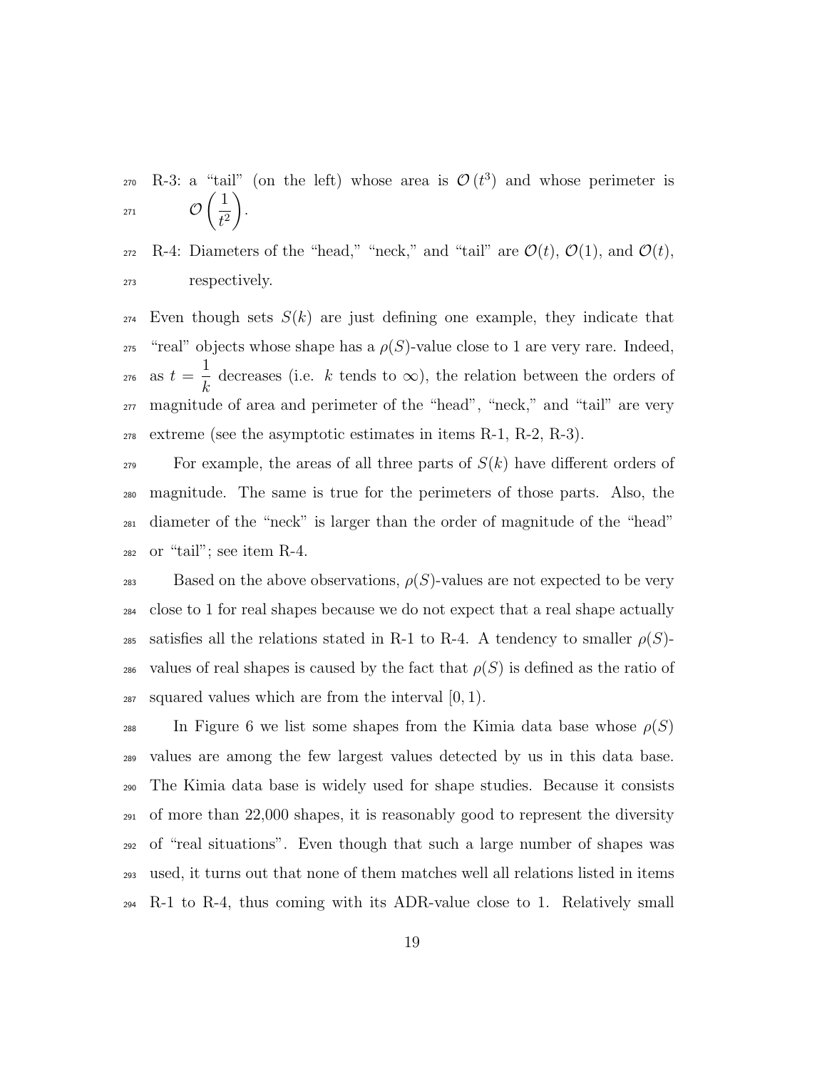R-3: a "tail" (on the left) whose area is $\mathcal{O}(t^3)$ and whose perimeter is $\mathcal{O}\left(\frac{1}{t^2}\right)$.

R-4: Diameters of the "head," "neck," and "tail" are $\mathcal{O}(t)$, $\mathcal{O}(1)$, and $\mathcal{O}(t)$, respectively.

Even though sets $S(k)$ are just defining one example, they indicate that "real" objects whose shape has a $\rho(S)$-value close to 1 are very rare. Indeed, as $t = \frac{1}{k}$ decreases (i.e. $k$ tends to $\infty$), the relation between the orders of magnitude of area and perimeter of the "head", "neck," and "tail" are very extreme (see the asymptotic estimates in items R-1, R-2, R-3).

For example, the areas of all three parts of $S(k)$ have different orders of magnitude. The same is true for the perimeters of those parts. Also, the diameter of the "neck" is larger than the order of magnitude of the "head" or "tail"; see item R-4.

Based on the above observations, $\rho(S)$-values are not expected to be very close to 1 for real shapes because we do not expect that a real shape actually satisfies all the relations stated in R-1 to R-4. A tendency to smaller $\rho(S)$-values of real shapes is caused by the fact that $\rho(S)$ is defined as the ratio of squared values which are from the interval $[0, 1)$.

In Figure 6 we list some shapes from the Kimia data base whose $\rho(S)$ values are among the few largest values detected by us in this data base. The Kimia data base is widely used for shape studies. Because it consists of more than 22,000 shapes, it is reasonably good to represent the diversity of "real situations". Even though that such a large number of shapes was used, it turns out that none of them matches well all relations listed in items R-1 to R-4, thus coming with its ADR-value close to 1. Relatively small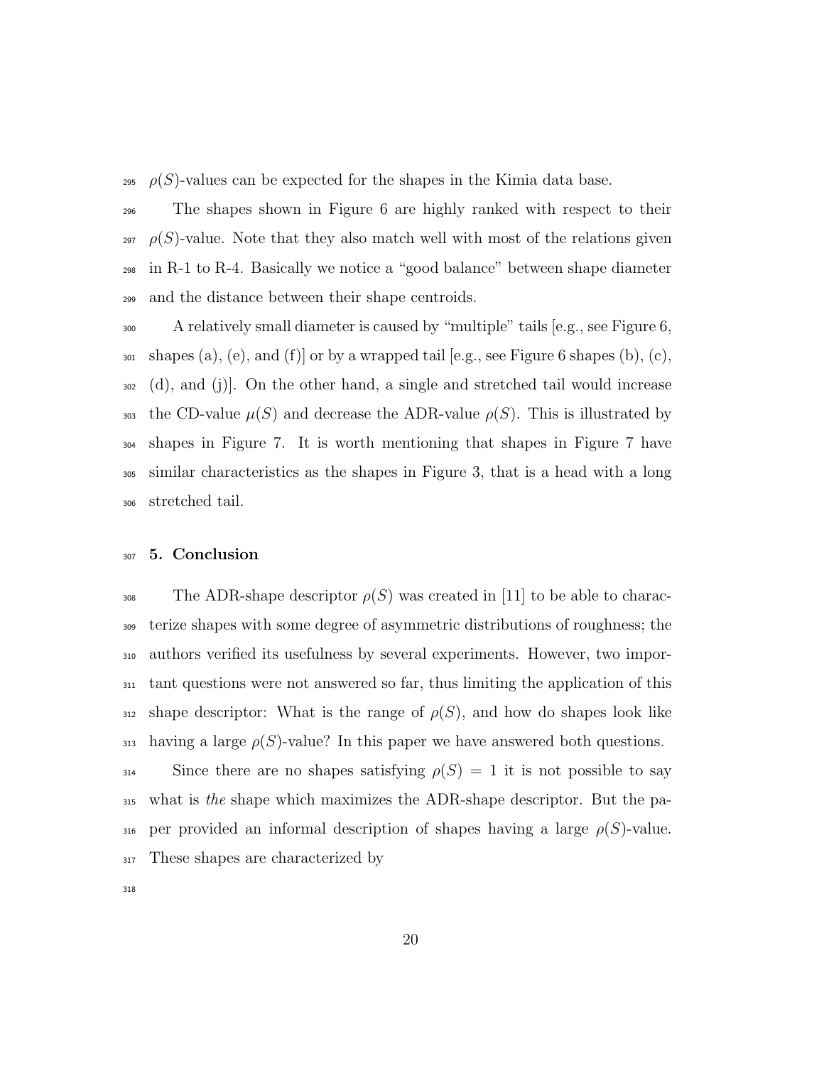$\rho(S)$-values can be expected for the shapes in the Kimia data base.

The shapes shown in Figure 6 are highly ranked with respect to their $\rho(S)$-value. Note that they also match well with most of the relations given in R-1 to R-4. Basically we notice a "good balance" between shape diameter and the distance between their shape centroids.

A relatively small diameter is caused by "multiple" tails [e.g., see Figure 6, shapes (a), (e), and (f)] or by a wrapped tail [e.g., see Figure 6 shapes (b), (c), (d), and (j)]. On the other hand, a single and stretched tail would increase the CD-value $\mu(S)$ and decrease the ADR-value $\rho(S)$. This is illustrated by shapes in Figure 7. It is worth mentioning that shapes in Figure 7 have similar characteristics as the shapes in Figure 3, that is a head with a long stretched tail.

## 5. Conclusion

The ADR-shape descriptor $\rho(S)$ was created in [11] to be able to characterize shapes with some degree of asymmetric distributions of roughness; the authors verified its usefulness by several experiments. However, two important questions were not answered so far, thus limiting the application of this shape descriptor: What is the range of $\rho(S)$, and how do shapes look like having a large $\rho(S)$-value? In this paper we have answered both questions.

Since there are no shapes satisfying $\rho(S) = 1$ it is not possible to say what is *the* shape which maximizes the ADR-shape descriptor. But the paper provided an informal description of shapes having a large $\rho(S)$-value. These shapes are characterized by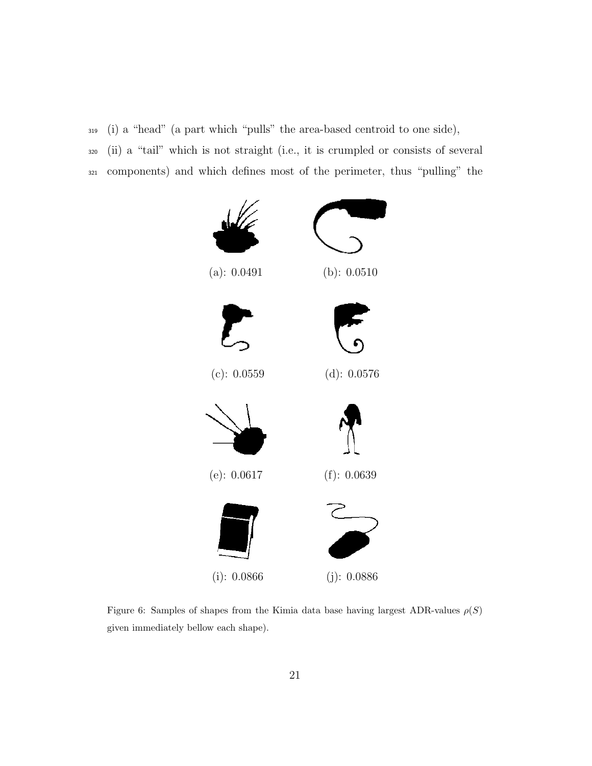(i) a "head" (a part which "pulls" the area-based centroid to one side),

(ii) a "tail" which is not straight (i.e., it is crumpled or consists of several components) and which defines most of the perimeter, thus "pulling" the

(a): 0.0491 (b): 0.0510

(c): 0.0559 (d): 0.0576

(e): 0.0617 (f): 0.0639

(i): 0.0866 (j): 0.0886

Figure 6: Samples of shapes from the Kimia data base having largest ADR-values $\rho(S)$ given immediately bellow each shape).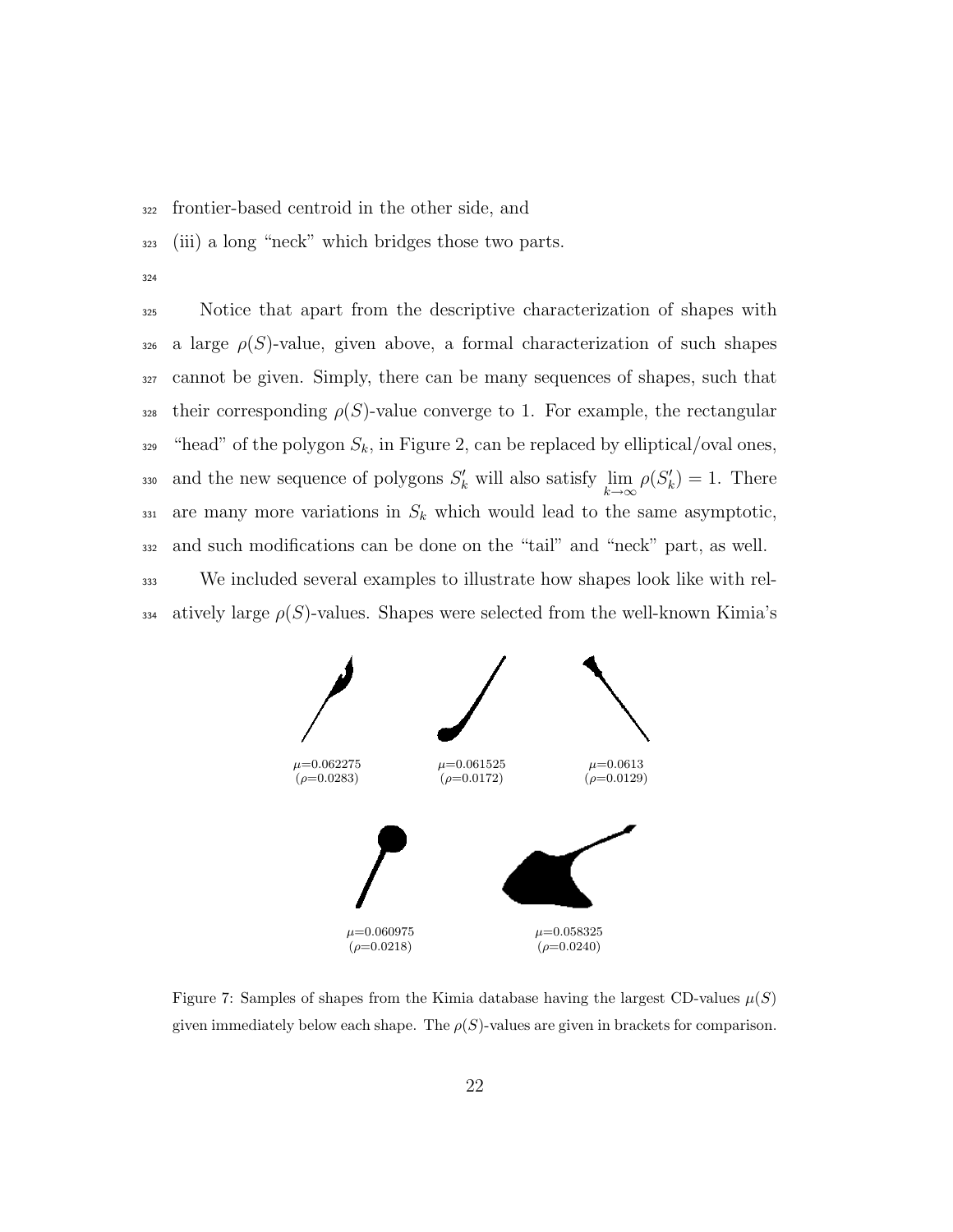frontier-based centroid in the other side, and

(iii) a long "neck" which bridges those two parts.

Notice that apart from the descriptive characterization of shapes with a large $\rho(S)$-value, given above, a formal characterization of such shapes cannot be given. Simply, there can be many sequences of shapes, such that their corresponding $\rho(S)$-value converge to 1. For example, the rectangular "head" of the polygon $S_k$, in Figure 2, can be replaced by elliptical/oval ones, and the new sequence of polygons $S'_k$ will also satisfy $\lim_{k\to\infty} \rho(S'_k) = 1$. There are many more variations in $S_k$ which would lead to the same asymptotic, and such modifications can be done on the "tail" and "neck" part, as well.

We included several examples to illustrate how shapes look like with relatively large $\rho(S)$-values. Shapes were selected from the well-known Kimia's

$\mu$=0.062275 ($\rho$=0.0283)

$\mu$=0.061525 ($\rho$=0.0172)

$\mu$=0.0613 ($\rho$=0.0129)

$\mu$=0.060975 ($\rho$=0.0218)

$\mu$=0.058325 ($\rho$=0.0240)

Figure 7: Samples of shapes from the Kimia database having the largest CD-values $\mu(S)$ given immediately below each shape. The $\rho(S)$-values are given in brackets for comparison.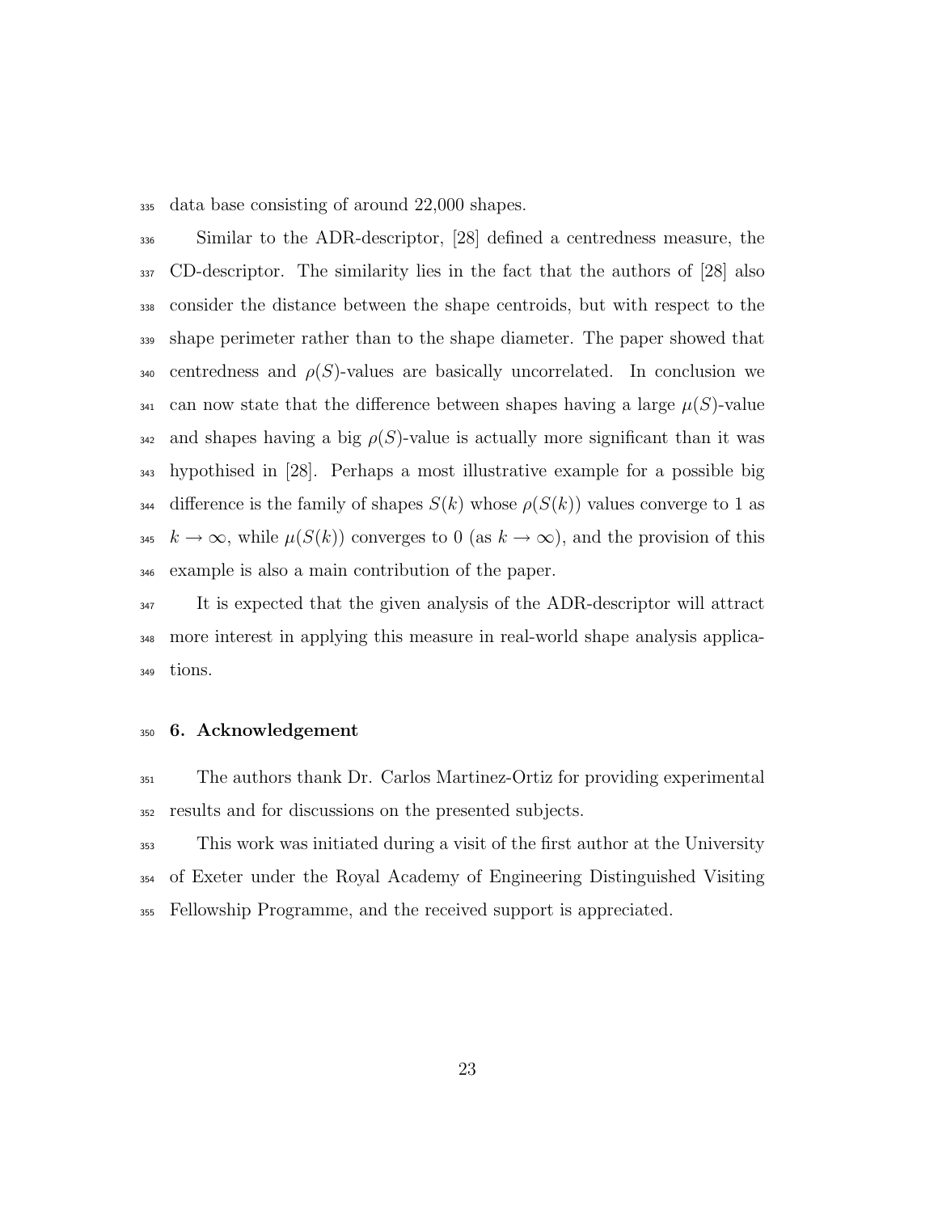data base consisting of around 22,000 shapes.

Similar to the ADR-descriptor, [28] defined a centredness measure, the CD-descriptor. The similarity lies in the fact that the authors of [28] also consider the distance between the shape centroids, but with respect to the shape perimeter rather than to the shape diameter. The paper showed that centredness and $\rho(S)$-values are basically uncorrelated. In conclusion we can now state that the difference between shapes having a large $\mu(S)$-value and shapes having a big $\rho(S)$-value is actually more significant than it was hypothised in [28]. Perhaps a most illustrative example for a possible big difference is the family of shapes $S(k)$ whose $\rho(S(k))$ values converge to 1 as $k \to \infty$, while $\mu(S(k))$ converges to 0 (as $k \to \infty$), and the provision of this example is also a main contribution of the paper.

It is expected that the given analysis of the ADR-descriptor will attract more interest in applying this measure in real-world shape analysis applications.

## 6. Acknowledgement

The authors thank Dr. Carlos Martinez-Ortiz for providing experimental results and for discussions on the presented subjects.

This work was initiated during a visit of the first author at the University of Exeter under the Royal Academy of Engineering Distinguished Visiting Fellowship Programme, and the received support is appreciated.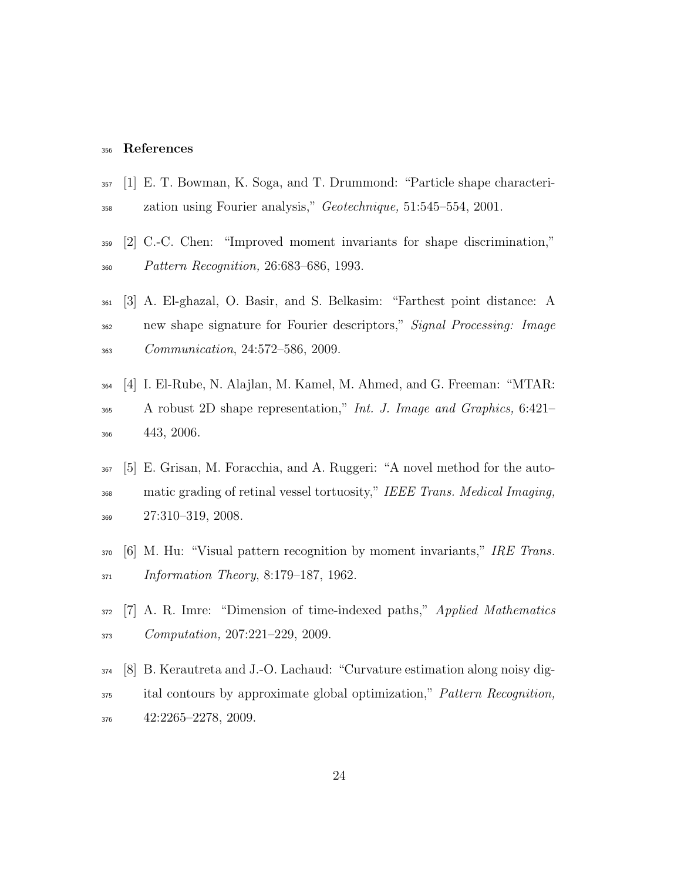# References

[1] E. T. Bowman, K. Soga, and T. Drummond: "Particle shape characterization using Fourier analysis," *Geotechnique,* 51:545–554, 2001.

[2] C.-C. Chen: "Improved moment invariants for shape discrimination," *Pattern Recognition,* 26:683–686, 1993.

[3] A. El-ghazal, O. Basir, and S. Belkasim: "Farthest point distance: A new shape signature for Fourier descriptors," *Signal Processing: Image Communication*, 24:572–586, 2009.

[4] I. El-Rube, N. Alajlan, M. Kamel, M. Ahmed, and G. Freeman: "MTAR: A robust 2D shape representation," *Int. J. Image and Graphics,* 6:421–443, 2006.

[5] E. Grisan, M. Foracchia, and A. Ruggeri: "A novel method for the automatic grading of retinal vessel tortuosity," *IEEE Trans. Medical Imaging,* 27:310–319, 2008.

[6] M. Hu: "Visual pattern recognition by moment invariants," *IRE Trans. Information Theory*, 8:179–187, 1962.

[7] A. R. Imre: "Dimension of time-indexed paths," *Applied Mathematics Computation,* 207:221–229, 2009.

[8] B. Kerautreta and J.-O. Lachaud: "Curvature estimation along noisy digital contours by approximate global optimization," *Pattern Recognition,* 42:2265–2278, 2009.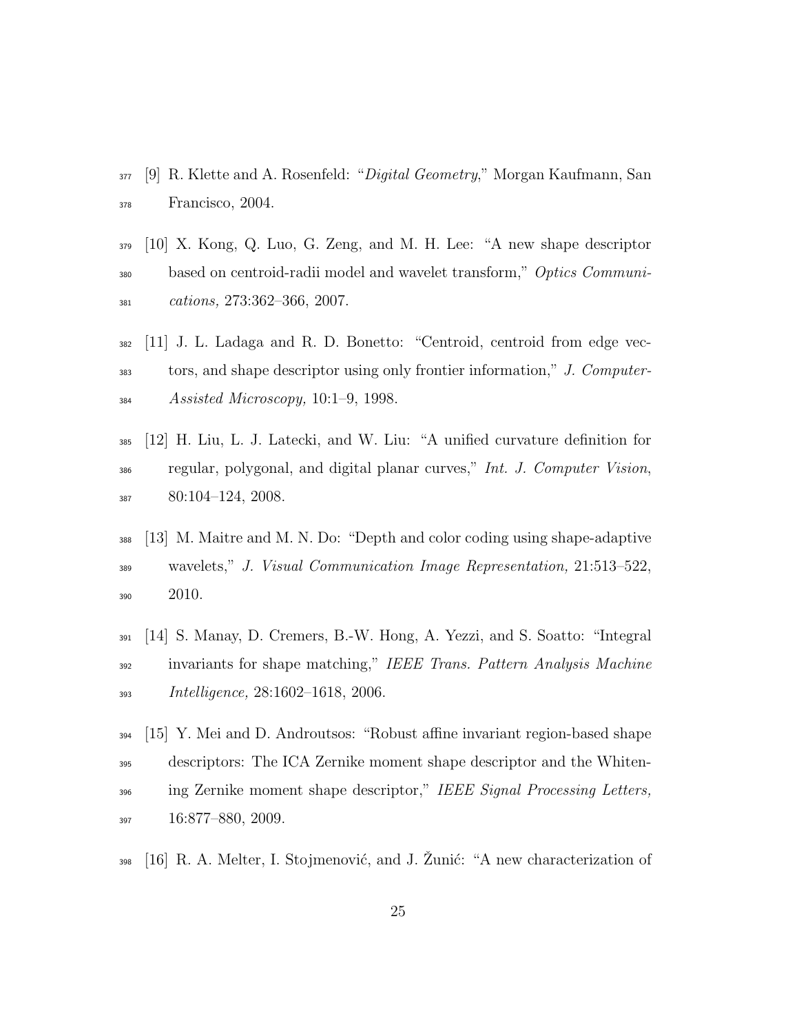[9] R. Klette and A. Rosenfeld: "*Digital Geometry*," Morgan Kaufmann, San Francisco, 2004.

[10] X. Kong, Q. Luo, G. Zeng, and M. H. Lee: "A new shape descriptor based on centroid-radii model and wavelet transform," *Optics Communications,* 273:362–366, 2007.

[11] J. L. Ladaga and R. D. Bonetto: "Centroid, centroid from edge vectors, and shape descriptor using only frontier information," *J. Computer-Assisted Microscopy,* 10:1–9, 1998.

[12] H. Liu, L. J. Latecki, and W. Liu: "A unified curvature definition for regular, polygonal, and digital planar curves," *Int. J. Computer Vision*, 80:104–124, 2008.

[13] M. Maitre and M. N. Do: "Depth and color coding using shape-adaptive wavelets," *J. Visual Communication Image Representation,* 21:513–522, 2010.

[14] S. Manay, D. Cremers, B.-W. Hong, A. Yezzi, and S. Soatto: "Integral invariants for shape matching," *IEEE Trans. Pattern Analysis Machine Intelligence,* 28:1602–1618, 2006.

[15] Y. Mei and D. Androutsos: "Robust affine invariant region-based shape descriptors: The ICA Zernike moment shape descriptor and the Whitening Zernike moment shape descriptor," *IEEE Signal Processing Letters,* 16:877–880, 2009.

[16] R. A. Melter, I. Stojmenović, and J. Žunić: "A new characterization of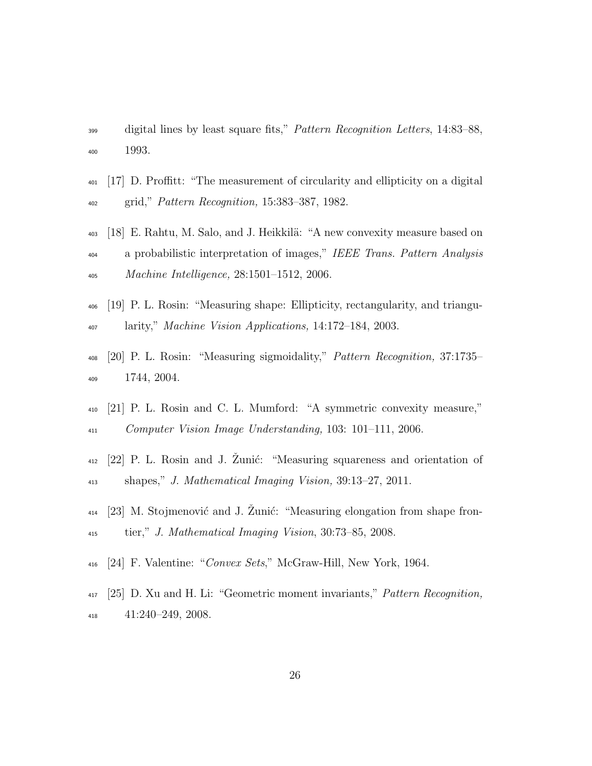digital lines by least square fits," *Pattern Recognition Letters*, 14:83–88, 1993.

[17] D. Proffitt: "The measurement of circularity and ellipticity on a digital grid," *Pattern Recognition,* 15:383–387, 1982.

[18] E. Rahtu, M. Salo, and J. Heikkilä: "A new convexity measure based on a probabilistic interpretation of images," *IEEE Trans. Pattern Analysis Machine Intelligence,* 28:1501–1512, 2006.

[19] P. L. Rosin: "Measuring shape: Ellipticity, rectangularity, and triangularity," *Machine Vision Applications,* 14:172–184, 2003.

[20] P. L. Rosin: "Measuring sigmoidality," *Pattern Recognition,* 37:1735–1744, 2004.

[21] P. L. Rosin and C. L. Mumford: "A symmetric convexity measure," *Computer Vision Image Understanding,* 103: 101–111, 2006.

[22] P. L. Rosin and J. Žunić: "Measuring squareness and orientation of shapes," *J. Mathematical Imaging Vision,* 39:13–27, 2011.

[23] M. Stojmenović and J. Žunić: "Measuring elongation from shape frontier," *J. Mathematical Imaging Vision*, 30:73–85, 2008.

[24] F. Valentine: "*Convex Sets*," McGraw-Hill, New York, 1964.

[25] D. Xu and H. Li: "Geometric moment invariants," *Pattern Recognition,* 41:240–249, 2008.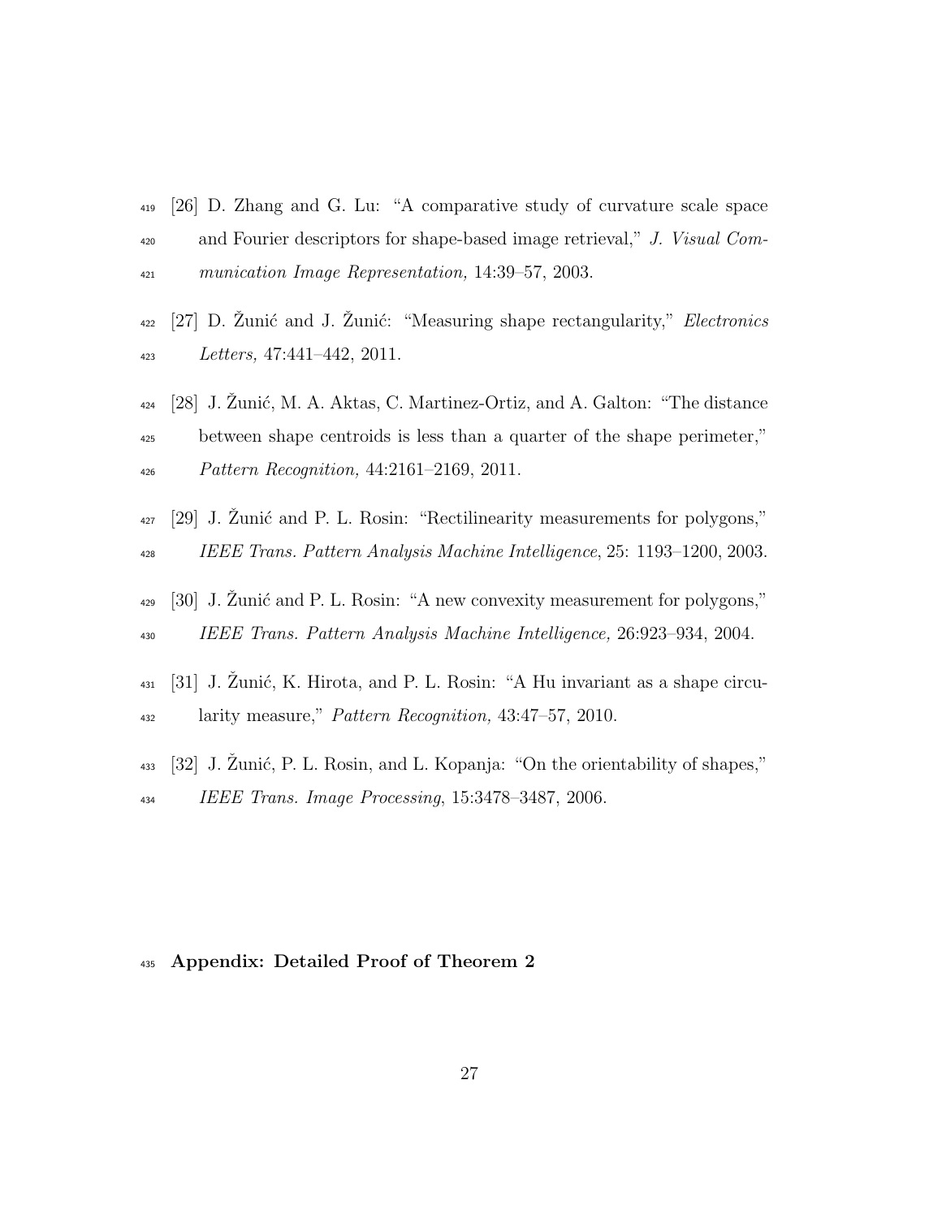[26] D. Zhang and G. Lu: "A comparative study of curvature scale space and Fourier descriptors for shape-based image retrieval," *J. Visual Communication Image Representation,* 14:39–57, 2003.

[27] D. Žunić and J. Žunić: "Measuring shape rectangularity," *Electronics Letters,* 47:441–442, 2011.

[28] J. Žunić, M. A. Aktas, C. Martinez-Ortiz, and A. Galton: "The distance between shape centroids is less than a quarter of the shape perimeter," *Pattern Recognition,* 44:2161–2169, 2011.

[29] J. Žunić and P. L. Rosin: "Rectilinearity measurements for polygons," *IEEE Trans. Pattern Analysis Machine Intelligence*, 25: 1193–1200, 2003.

[30] J. Žunić and P. L. Rosin: "A new convexity measurement for polygons," *IEEE Trans. Pattern Analysis Machine Intelligence,* 26:923–934, 2004.

[31] J. Žunić, K. Hirota, and P. L. Rosin: "A Hu invariant as a shape circularity measure," *Pattern Recognition,* 43:47–57, 2010.

[32] J. Žunić, P. L. Rosin, and L. Kopanja: "On the orientability of shapes," *IEEE Trans. Image Processing*, 15:3478–3487, 2006.

## Appendix: Detailed Proof of Theorem 2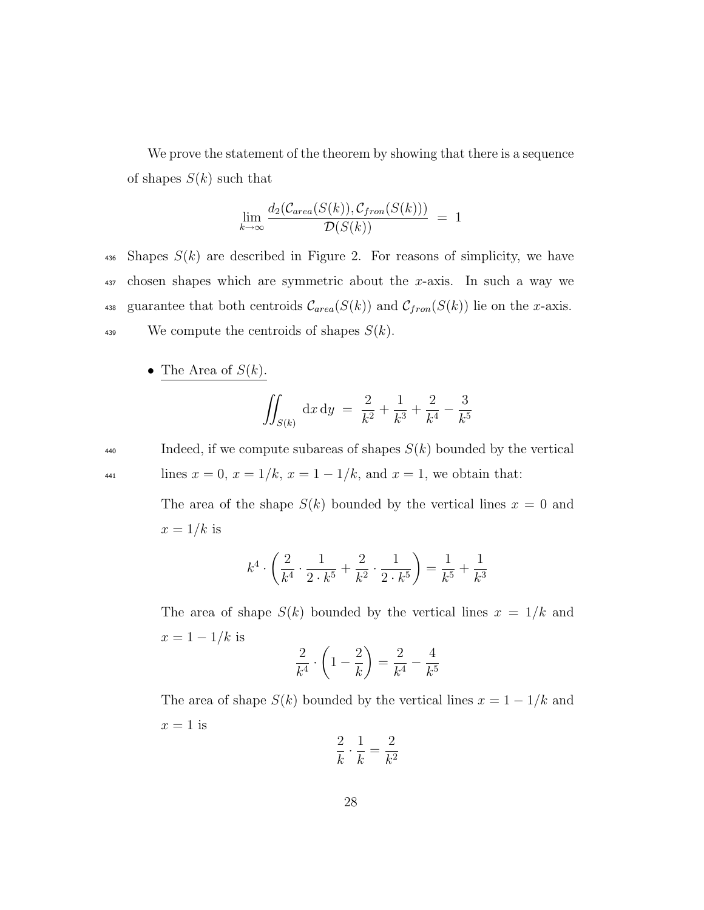We prove the statement of the theorem by showing that there is a sequence of shapes $S(k)$ such that

$$\lim_{k\to\infty} \frac{d_2(\mathcal{C}_{area}(S(k)), \mathcal{C}_{fron}(S(k)))}{\mathcal{D}(S(k))} \;=\; 1$$

Shapes $S(k)$ are described in Figure 2. For reasons of simplicity, we have chosen shapes which are symmetric about the $x$-axis. In such a way we guarantee that both centroids $\mathcal{C}_{area}(S(k))$ and $\mathcal{C}_{fron}(S(k))$ lie on the $x$-axis.

We compute the centroids of shapes $S(k)$.

- <u>The Area of $S(k)$.</u>

  $$\iint_{S(k)} \mathrm{d}x\,\mathrm{d}y \;=\; \frac{2}{k^2} + \frac{1}{k^3} + \frac{2}{k^4} - \frac{3}{k^5}$$

  Indeed, if we compute subareas of shapes $S(k)$ bounded by the vertical lines $x = 0$, $x = 1/k$, $x = 1 - 1/k$, and $x = 1$, we obtain that:

  The area of the shape $S(k)$ bounded by the vertical lines $x = 0$ and $x = 1/k$ is

  $$k^4 \cdot \left( \frac{2}{k^4} \cdot \frac{1}{2 \cdot k^5} + \frac{2}{k^2} \cdot \frac{1}{2 \cdot k^5} \right) = \frac{1}{k^5} + \frac{1}{k^3}$$

  The area of shape $S(k)$ bounded by the vertical lines $x = 1/k$ and $x = 1 - 1/k$ is

  $$\frac{2}{k^4} \cdot \left(1 - \frac{2}{k}\right) = \frac{2}{k^4} - \frac{4}{k^5}$$

  The area of shape $S(k)$ bounded by the vertical lines $x = 1 - 1/k$ and $x = 1$ is

  $$\frac{2}{k} \cdot \frac{1}{k} = \frac{2}{k^2}$$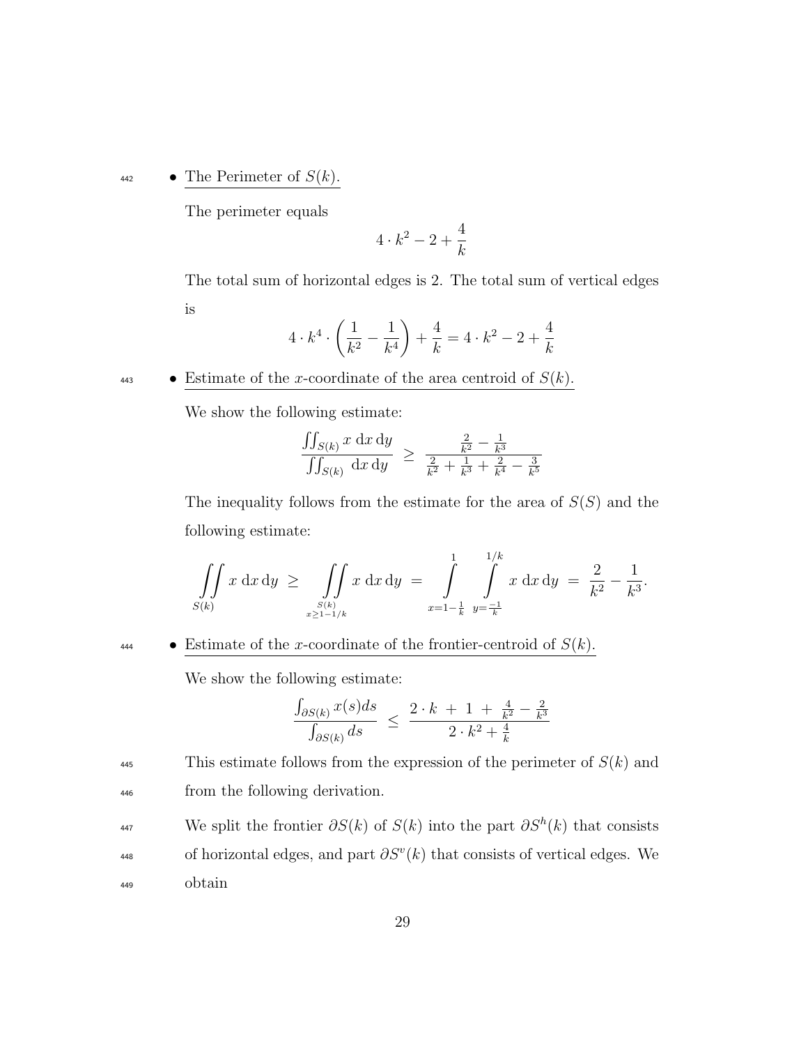- <u>The Perimeter of $S(k)$.</u>

  The perimeter equals

  $$4 \cdot k^2 - 2 + \frac{4}{k}$$

  The total sum of horizontal edges is 2. The total sum of vertical edges is

  $$4 \cdot k^4 \cdot \left( \frac{1}{k^2} - \frac{1}{k^4} \right) + \frac{4}{k} = 4 \cdot k^2 - 2 + \frac{4}{k}$$

- <u>Estimate of the $x$-coordinate of the area centroid of $S(k)$.</u>

  We show the following estimate:

  $$\frac{\iint_{S(k)} x \, \mathrm{d}x \, \mathrm{d}y}{\iint_{S(k)} \, \mathrm{d}x \, \mathrm{d}y} \;\geq\; \frac{\frac{2}{k^2} - \frac{1}{k^3}}{\frac{2}{k^2} + \frac{1}{k^3} + \frac{2}{k^4} - \frac{3}{k^5}}$$

  The inequality follows from the estimate for the area of $S(S)$ and the following estimate:

  $$\iint_{S(k)} x \, \mathrm{d}x \, \mathrm{d}y \;\geq\; \iint_{\substack{S(k) \\ x \geq 1 - 1/k}} x \, \mathrm{d}x \, \mathrm{d}y \;=\; \int_{x=1-\frac{1}{k}}^{1} \int_{y=\frac{-1}{k}}^{1/k} x \, \mathrm{d}x \, \mathrm{d}y \;=\; \frac{2}{k^2} - \frac{1}{k^3}.$$

- <u>Estimate of the $x$-coordinate of the frontier-centroid of $S(k)$.</u>

  We show the following estimate:

  $$\frac{\int_{\partial S(k)} x(s) ds}{\int_{\partial S(k)} ds} \;\leq\; \frac{2 \cdot k \;+\; 1 \;+\; \frac{4}{k^2} - \frac{2}{k^3}}{2 \cdot k^2 + \frac{4}{k}}$$

  This estimate follows from the expression of the perimeter of $S(k)$ and from the following derivation.

  We split the frontier $\partial S(k)$ of $S(k)$ into the part $\partial S^h(k)$ that consists of horizontal edges, and part $\partial S^v(k)$ that consists of vertical edges. We obtain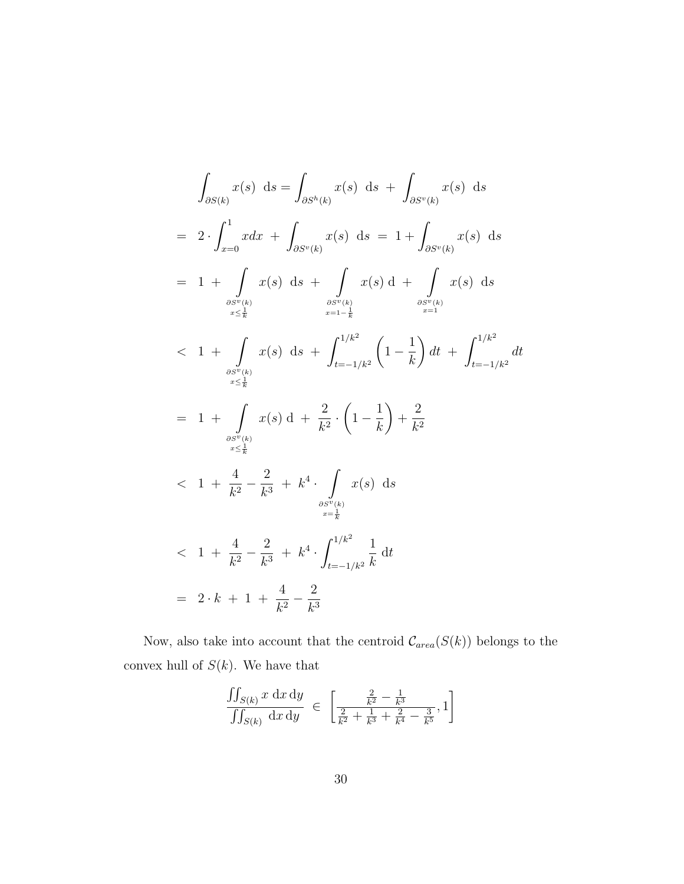$$\int_{\partial S(k)} x(s) \ \mathrm{d}s = \int_{\partial S^h(k)} x(s) \ \mathrm{d}s \ + \ \int_{\partial S^v(k)} x(s) \ \mathrm{d}s$$

$$= \ 2 \cdot \int_{x=0}^{1} x dx \ + \ \int_{\partial S^v(k)} x(s) \ \mathrm{d}s \ = \ 1 + \int_{\partial S^v(k)} x(s) \ \mathrm{d}s$$

$$= \ 1 \ + \ \int\limits_{\substack{\partial S^v(k) \\ x \leq \frac{1}{k}}} x(s) \ \mathrm{d}s \ + \ \int\limits_{\substack{\partial S^v(k) \\ x = 1 - \frac{1}{k}}} x(s) \ \mathrm{d} \ + \ \int\limits_{\substack{\partial S^v(k) \\ x = 1}} x(s) \ \mathrm{d}s$$

$$< \ 1 \ + \ \int\limits_{\substack{\partial S^v(k) \\ x \leq \frac{1}{k}}} x(s) \ \mathrm{d}s \ + \ \int_{t=-1/k^2}^{1/k^2} \left(1 - \frac{1}{k}\right) dt \ + \ \int_{t=-1/k^2}^{1/k^2} dt$$

$$= \ 1 \ + \ \int\limits_{\substack{\partial S^v(k) \\ x \leq \frac{1}{k}}} x(s) \ \mathrm{d} \ + \ \frac{2}{k^2} \cdot \left(1 - \frac{1}{k}\right) + \frac{2}{k^2}$$

$$< \ 1 \ + \ \frac{4}{k^2} - \frac{2}{k^3} \ + \ k^4 \cdot \int\limits_{\substack{\partial S^v(k) \\ x = \frac{1}{k}}} x(s) \ \mathrm{d}s$$

$$< \ 1 \ + \ \frac{4}{k^2} - \frac{2}{k^3} \ + \ k^4 \cdot \int_{t=-1/k^2}^{1/k^2} \frac{1}{k} \ \mathrm{d}t$$

$$= \ 2 \cdot k \ + \ 1 \ + \ \frac{4}{k^2} - \frac{2}{k^3}$$

Now, also take into account that the centroid $\mathcal{C}_{area}(S(k))$ belongs to the convex hull of $S(k)$. We have that

$$\frac{\iint_{S(k)} x \ \mathrm{d}x \, \mathrm{d}y}{\iint_{S(k)} \ \mathrm{d}x \, \mathrm{d}y} \ \in \ \left[ \frac{\frac{2}{k^2} - \frac{1}{k^3}}{\frac{2}{k^2} + \frac{1}{k^3} + \frac{2}{k^4} - \frac{3}{k^5}}, 1 \right]$$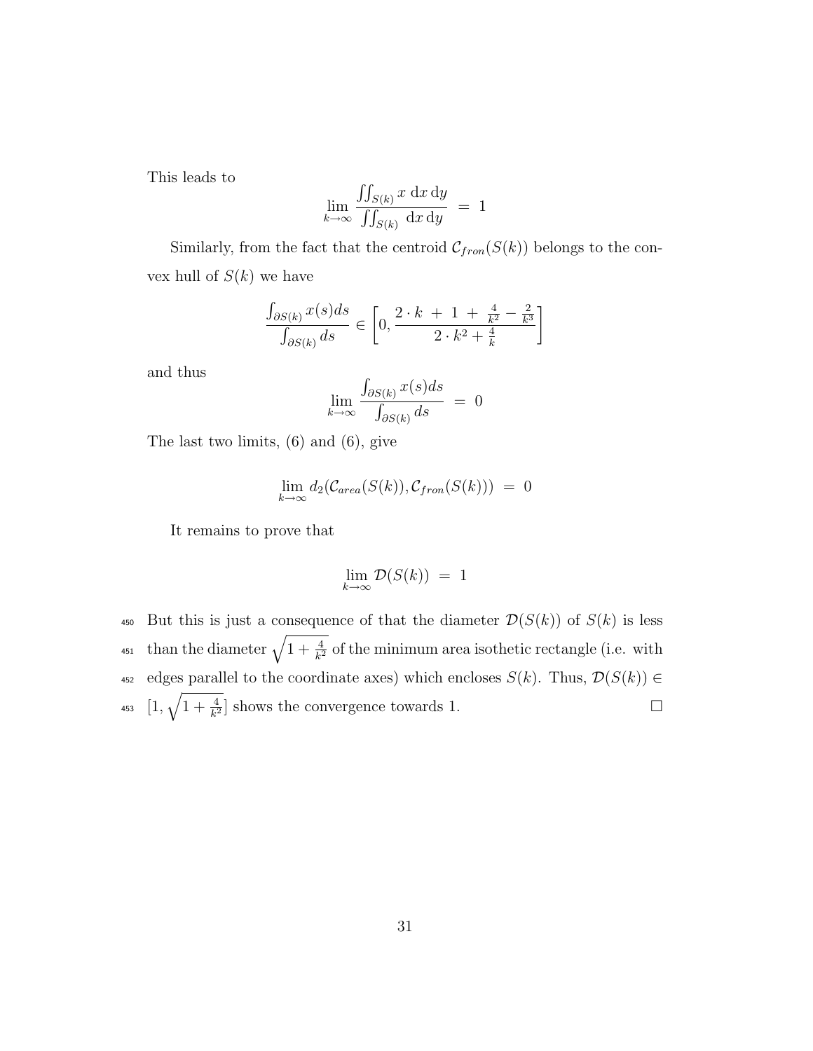This leads to

$$\lim_{k\to\infty} \frac{\iint_{S(k)} x \, \mathrm{d}x \, \mathrm{d}y}{\iint_{S(k)} \, \mathrm{d}x \, \mathrm{d}y} \; = \; 1$$

Similarly, from the fact that the centroid $\mathcal{C}_{fron}(S(k))$ belongs to the convex hull of $S(k)$ we have

$$\frac{\int_{\partial S(k)} x(s) ds}{\int_{\partial S(k)} ds} \in \left[0, \frac{2 \cdot k \; + \; 1 \; + \; \frac{4}{k^2} - \frac{2}{k^3}}{2 \cdot k^2 + \frac{4}{k}}\right]$$

and thus

$$\lim_{k\to\infty} \frac{\int_{\partial S(k)} x(s) ds}{\int_{\partial S(k)} ds} \; = \; 0$$

The last two limits, (6) and (6), give

$$\lim_{k\to\infty} d_2(\mathcal{C}_{area}(S(k)), \mathcal{C}_{fron}(S(k))) \; = \; 0$$

It remains to prove that

$$\lim_{k\to\infty} \mathcal{D}(S(k)) \; = \; 1$$

But this is just a consequence of that the diameter $\mathcal{D}(S(k))$ of $S(k)$ is less than the diameter $\sqrt{1 + \frac{4}{k^2}}$ of the minimum area isothetic rectangle (i.e. with edges parallel to the coordinate axes) which encloses $S(k)$. Thus, $\mathcal{D}(S(k)) \in [1, \sqrt{1 + \frac{4}{k^2}}]$ shows the convergence towards 1. □